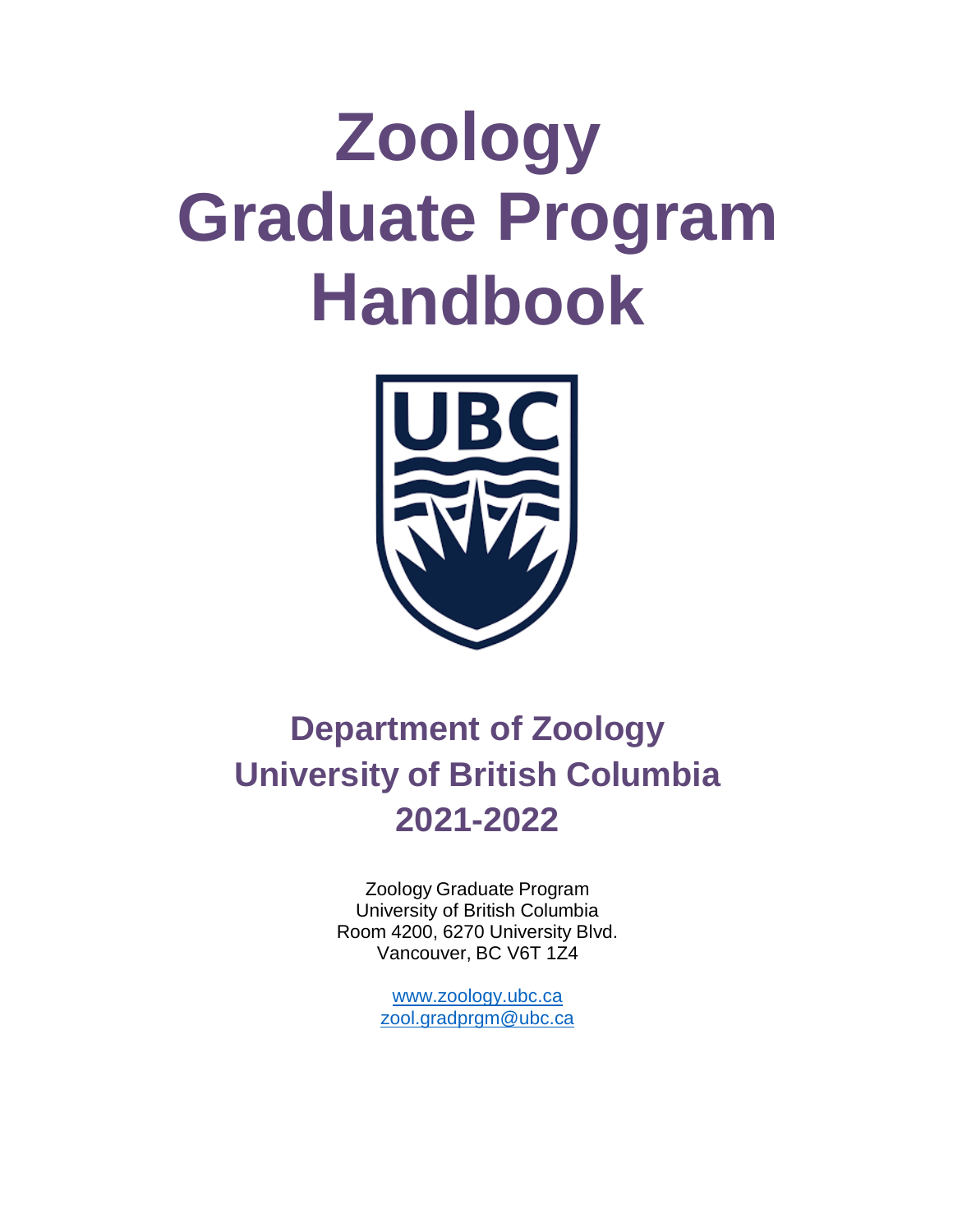# Zoology Graduate Program Handbook

## Department of Zoology
## University of British Columbia
## 2021-2022

Zoology Graduate Program
University of British Columbia
Room 4200, 6270 University Blvd.
Vancouver, BC V6T 1Z4

www.zoology.ubc.ca
zool.gradprgm@ubc.ca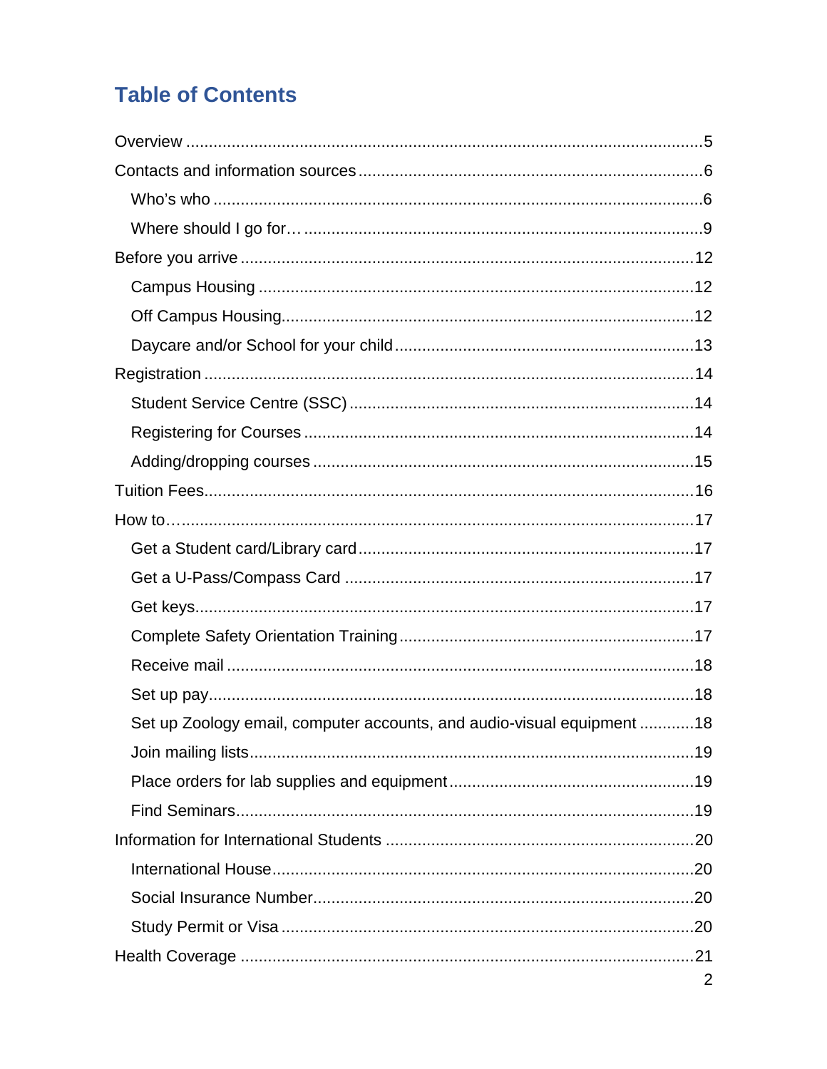# Table of Contents

- Overview ..... 5
- Contacts and information sources ..... 6
  - Who's who ..... 6
  - Where should I go for… ..... 9
- Before you arrive ..... 12
  - Campus Housing ..... 12
  - Off Campus Housing ..... 12
  - Daycare and/or School for your child ..... 13
- Registration ..... 14
  - Student Service Centre (SSC) ..... 14
  - Registering for Courses ..... 14
  - Adding/dropping courses ..... 15
- Tuition Fees ..... 16
- How to… ..... 17
  - Get a Student card/Library card ..... 17
  - Get a U-Pass/Compass Card ..... 17
  - Get keys ..... 17
  - Complete Safety Orientation Training ..... 17
  - Receive mail ..... 18
  - Set up pay ..... 18
  - Set up Zoology email, computer accounts, and audio-visual equipment ..... 18
  - Join mailing lists ..... 19
  - Place orders for lab supplies and equipment ..... 19
  - Find Seminars ..... 19
- Information for International Students ..... 20
  - International House ..... 20
  - Social Insurance Number ..... 20
  - Study Permit or Visa ..... 20
- Health Coverage ..... 21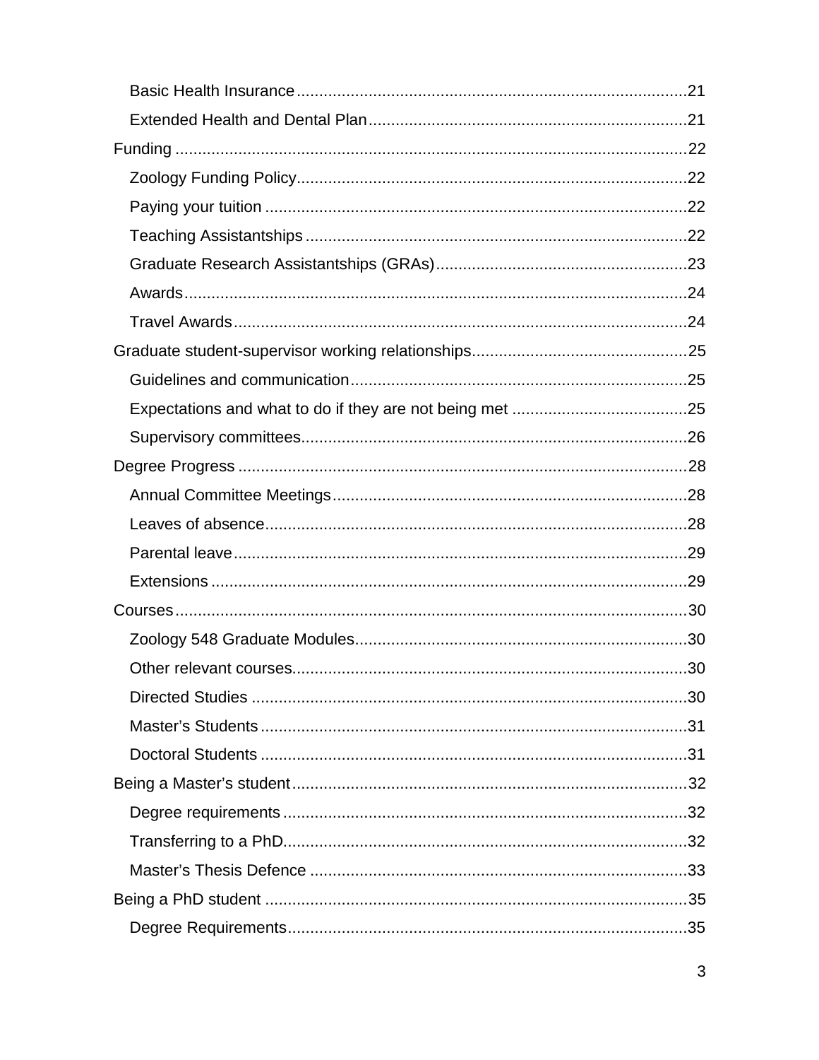- Basic Health Insurance ...................................................................................... 21
- Extended Health and Dental Plan ...................................................................... 21

Funding ................................................................................................................. 22

- Zoology Funding Policy ...................................................................................... 22
- Paying your tuition ............................................................................................. 22
- Teaching Assistantships .................................................................................... 22
- Graduate Research Assistantships (GRAs) ....................................................... 23
- Awards ............................................................................................................... 24
- Travel Awards .................................................................................................... 24

Graduate student-supervisor working relationships ................................................ 25

- Guidelines and communication .......................................................................... 25
- Expectations and what to do if they are not being met ...................................... 25
- Supervisory committees ..................................................................................... 26

Degree Progress ................................................................................................... 28

- Annual Committee Meetings ............................................................................. 28
- Leaves of absence ............................................................................................. 28
- Parental leave .................................................................................................... 29
- Extensions ......................................................................................................... 29

Courses ................................................................................................................. 30

- Zoology 548 Graduate Modules ......................................................................... 30
- Other relevant courses ....................................................................................... 30
- Directed Studies ................................................................................................ 30
- Master's Students .............................................................................................. 31
- Doctoral Students .............................................................................................. 31

Being a Master's student ....................................................................................... 32

- Degree requirements ......................................................................................... 32
- Transferring to a PhD ......................................................................................... 32
- Master's Thesis Defence ................................................................................... 33

Being a PhD student ............................................................................................. 35

- Degree Requirements ........................................................................................ 35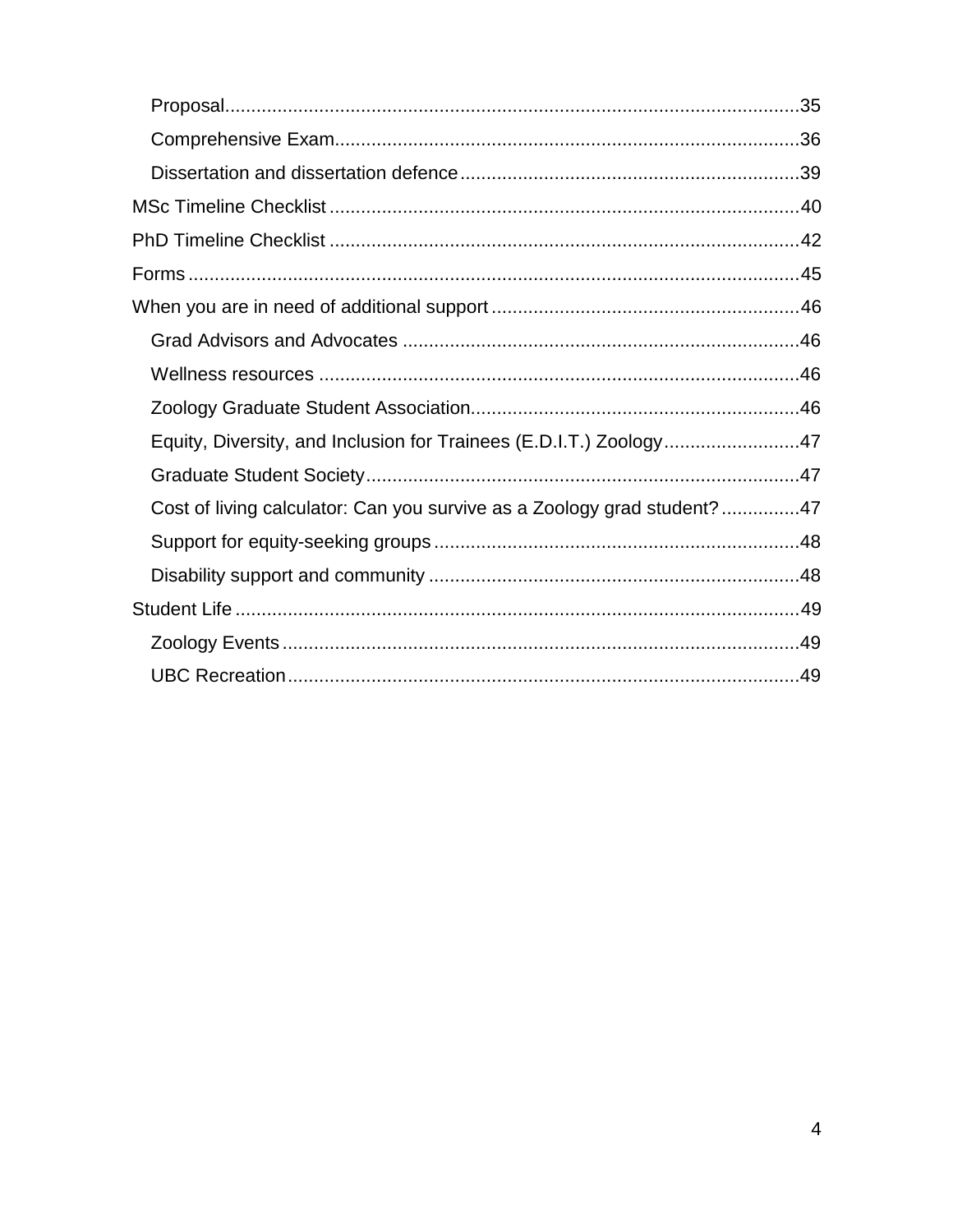- Proposal....35
- Comprehensive Exam....36
- Dissertation and dissertation defence....39

MSc Timeline Checklist....40

PhD Timeline Checklist....42

Forms....45

When you are in need of additional support....46

- Grad Advisors and Advocates....46
- Wellness resources....46
- Zoology Graduate Student Association....46
- Equity, Diversity, and Inclusion for Trainees (E.D.I.T.) Zoology....47
- Graduate Student Society....47
- Cost of living calculator: Can you survive as a Zoology grad student?....47
- Support for equity-seeking groups....48
- Disability support and community....48

Student Life....49

- Zoology Events....49
- UBC Recreation....49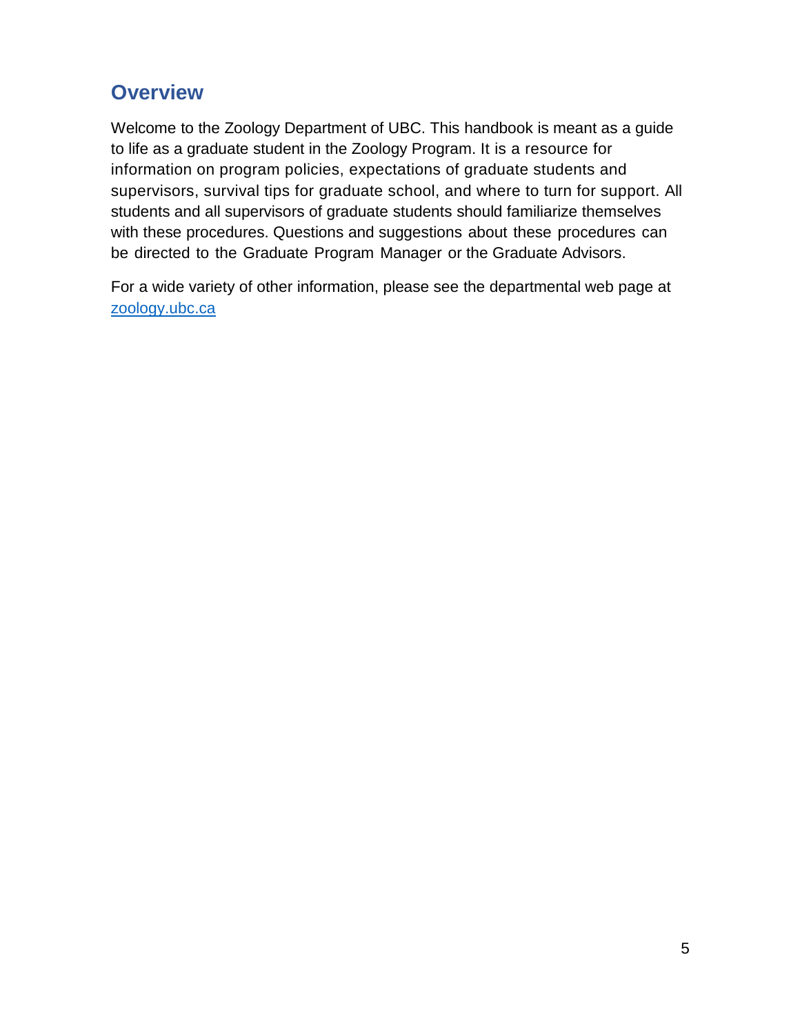## Overview

Welcome to the Zoology Department of UBC. This handbook is meant as a guide to life as a graduate student in the Zoology Program. It is a resource for information on program policies, expectations of graduate students and supervisors, survival tips for graduate school, and where to turn for support. All students and all supervisors of graduate students should familiarize themselves with these procedures. Questions and suggestions about these procedures can be directed to the Graduate Program Manager or the Graduate Advisors.

For a wide variety of other information, please see the departmental web page at [zoology.ubc.ca](zoology.ubc.ca)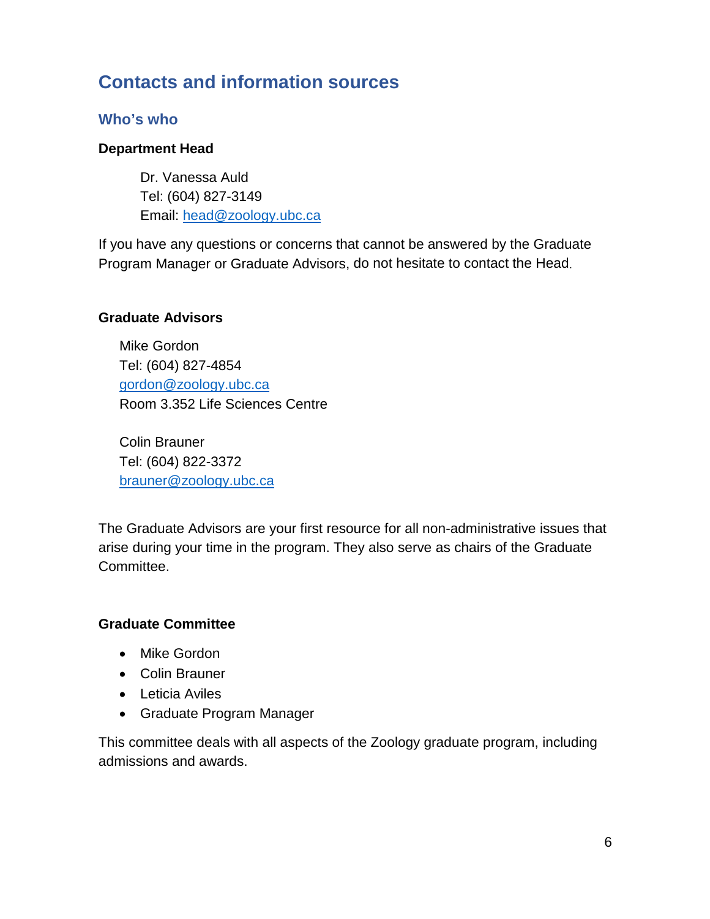# Contacts and information sources

## Who's who

**Department Head**

Dr. Vanessa Auld
Tel: (604) 827-3149
Email: head@zoology.ubc.ca

If you have any questions or concerns that cannot be answered by the Graduate Program Manager or Graduate Advisors, do not hesitate to contact the Head.

**Graduate Advisors**

Mike Gordon
Tel: (604) 827-4854
gordon@zoology.ubc.ca
Room 3.352 Life Sciences Centre

Colin Brauner
Tel: (604) 822-3372
brauner@zoology.ubc.ca

The Graduate Advisors are your first resource for all non-administrative issues that arise during your time in the program. They also serve as chairs of the Graduate Committee.

**Graduate Committee**

- Mike Gordon
- Colin Brauner
- Leticia Aviles
- Graduate Program Manager

This committee deals with all aspects of the Zoology graduate program, including admissions and awards.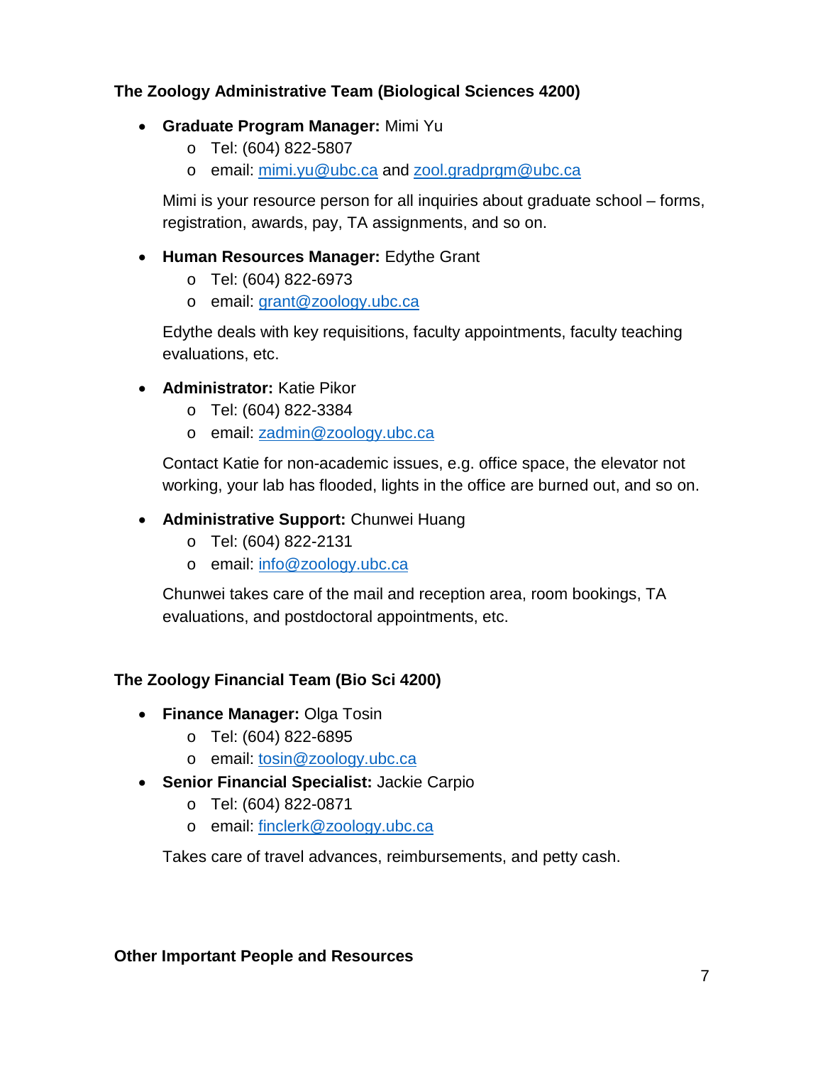### The Zoology Administrative Team (Biological Sciences 4200)

- **Graduate Program Manager:** Mimi Yu
  - Tel: (604) 822-5807
  - email: mimi.yu@ubc.ca and zool.gradprgm@ubc.ca

  Mimi is your resource person for all inquiries about graduate school – forms, registration, awards, pay, TA assignments, and so on.

- **Human Resources Manager:** Edythe Grant
  - Tel: (604) 822-6973
  - email: grant@zoology.ubc.ca

  Edythe deals with key requisitions, faculty appointments, faculty teaching evaluations, etc.

- **Administrator:** Katie Pikor
  - Tel: (604) 822-3384
  - email: zadmin@zoology.ubc.ca

  Contact Katie for non-academic issues, e.g. office space, the elevator not working, your lab has flooded, lights in the office are burned out, and so on.

- **Administrative Support:** Chunwei Huang
  - Tel: (604) 822-2131
  - email: info@zoology.ubc.ca

  Chunwei takes care of the mail and reception area, room bookings, TA evaluations, and postdoctoral appointments, etc.

### The Zoology Financial Team (Bio Sci 4200)

- **Finance Manager:** Olga Tosin
  - Tel: (604) 822-6895
  - email: tosin@zoology.ubc.ca
- **Senior Financial Specialist:** Jackie Carpio
  - Tel: (604) 822-0871
  - email: finclerk@zoology.ubc.ca

  Takes care of travel advances, reimbursements, and petty cash.

### Other Important People and Resources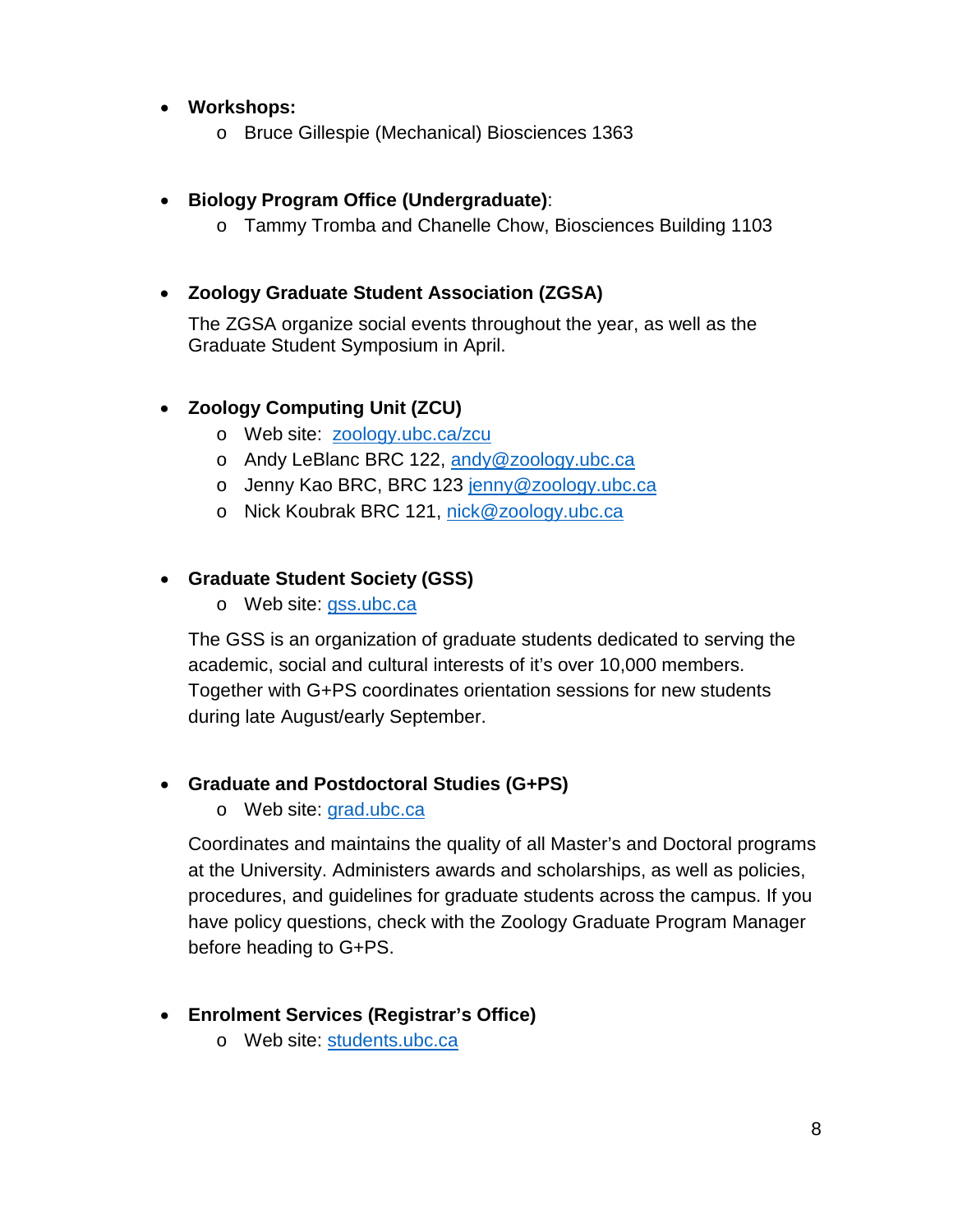- **Workshops:**
    - Bruce Gillespie (Mechanical) Biosciences 1363

- **Biology Program Office (Undergraduate)**:
    - Tammy Tromba and Chanelle Chow, Biosciences Building 1103

- **Zoology Graduate Student Association (ZGSA)**

  The ZGSA organize social events throughout the year, as well as the Graduate Student Symposium in April.

- **Zoology Computing Unit (ZCU)**
    - Web site: [zoology.ubc.ca/zcu](zoology.ubc.ca/zcu)
    - Andy LeBlanc BRC 122, [andy@zoology.ubc.ca](mailto:andy@zoology.ubc.ca)
    - Jenny Kao BRC, BRC 123 [jenny@zoology.ubc.ca](mailto:jenny@zoology.ubc.ca)
    - Nick Koubrak BRC 121, [nick@zoology.ubc.ca](mailto:nick@zoology.ubc.ca)

- **Graduate Student Society (GSS)**
    - Web site: [gss.ubc.ca](gss.ubc.ca)

  The GSS is an organization of graduate students dedicated to serving the academic, social and cultural interests of it's over 10,000 members. Together with G+PS coordinates orientation sessions for new students during late August/early September.

- **Graduate and Postdoctoral Studies (G+PS)**
    - Web site: [grad.ubc.ca](grad.ubc.ca)

  Coordinates and maintains the quality of all Master's and Doctoral programs at the University. Administers awards and scholarships, as well as policies, procedures, and guidelines for graduate students across the campus. If you have policy questions, check with the Zoology Graduate Program Manager before heading to G+PS.

- **Enrolment Services (Registrar's Office)**
    - Web site: [students.ubc.ca](students.ubc.ca)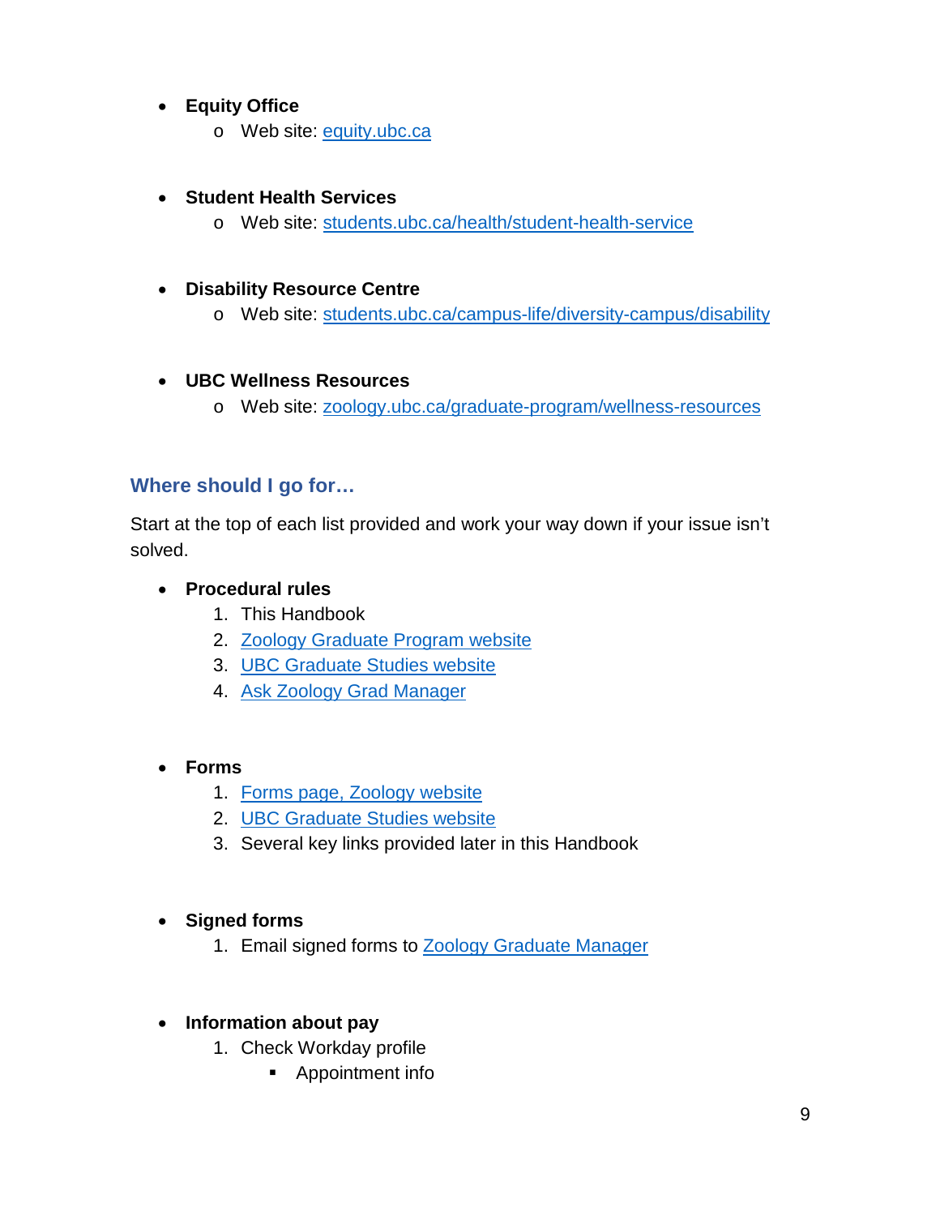- **Equity Office**
  - Web site: [equity.ubc.ca](equity.ubc.ca)

- **Student Health Services**
  - Web site: [students.ubc.ca/health/student-health-service](students.ubc.ca/health/student-health-service)

- **Disability Resource Centre**
  - Web site: [students.ubc.ca/campus-life/diversity-campus/disability](students.ubc.ca/campus-life/diversity-campus/disability)

- **UBC Wellness Resources**
  - Web site: [zoology.ubc.ca/graduate-program/wellness-resources](zoology.ubc.ca/graduate-program/wellness-resources)

## Where should I go for…

Start at the top of each list provided and work your way down if your issue isn't solved.

- **Procedural rules**
  1. This Handbook
  2. Zoology Graduate Program website
  3. UBC Graduate Studies website
  4. Ask Zoology Grad Manager

- **Forms**
  1. Forms page, Zoology website
  2. UBC Graduate Studies website
  3. Several key links provided later in this Handbook

- **Signed forms**
  1. Email signed forms to Zoology Graduate Manager

- **Information about pay**
  1. Check Workday profile
     - Appointment info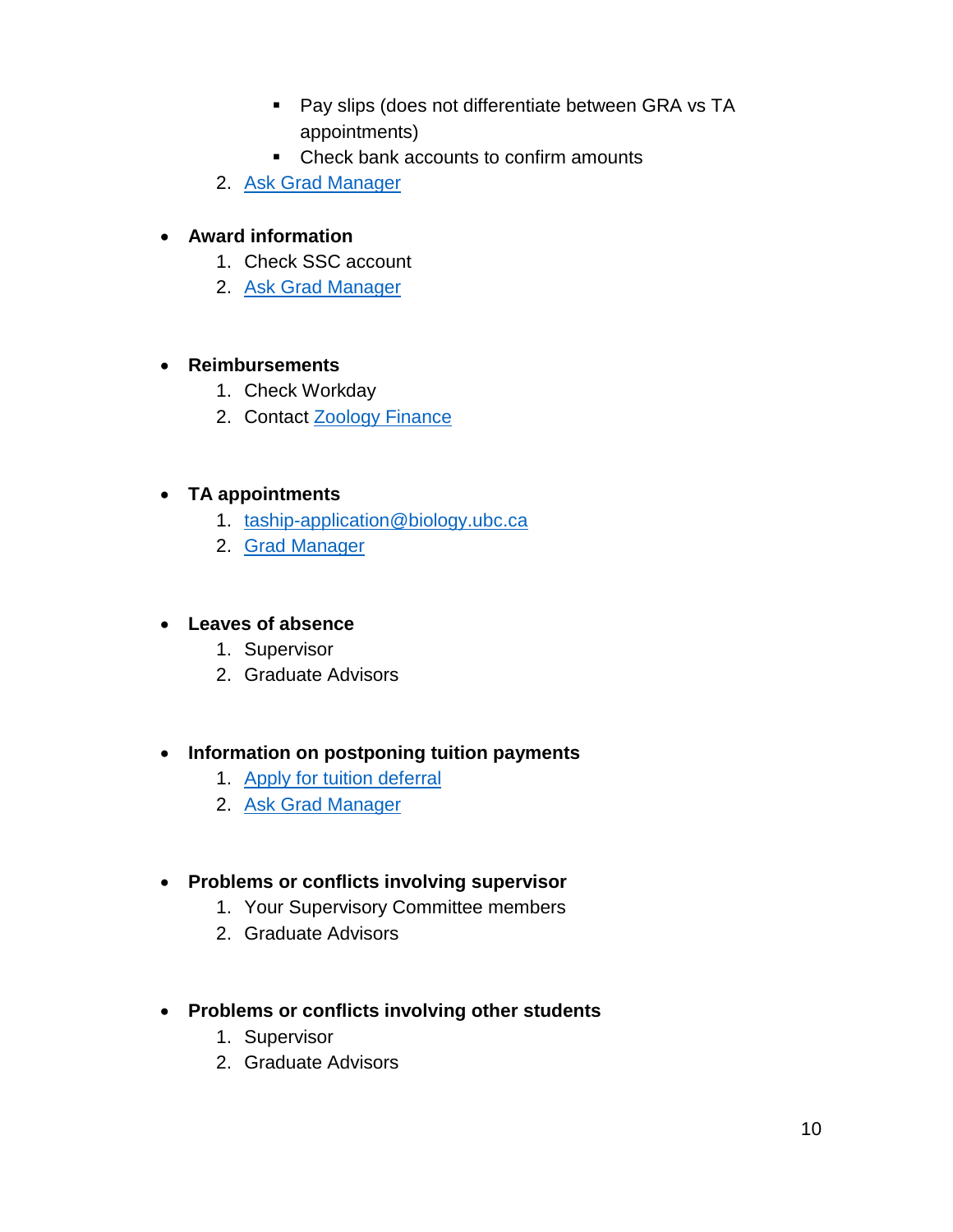- Pay slips (does not differentiate between GRA vs TA appointments)
        - Check bank accounts to confirm amounts
    2. Ask Grad Manager

- **Award information**
    1. Check SSC account
    2. Ask Grad Manager

- **Reimbursements**
    1. Check Workday
    2. Contact Zoology Finance

- **TA appointments**
    1. taship-application@biology.ubc.ca
    2. Grad Manager

- **Leaves of absence**
    1. Supervisor
    2. Graduate Advisors

- **Information on postponing tuition payments**
    1. Apply for tuition deferral
    2. Ask Grad Manager

- **Problems or conflicts involving supervisor**
    1. Your Supervisory Committee members
    2. Graduate Advisors

- **Problems or conflicts involving other students**
    1. Supervisor
    2. Graduate Advisors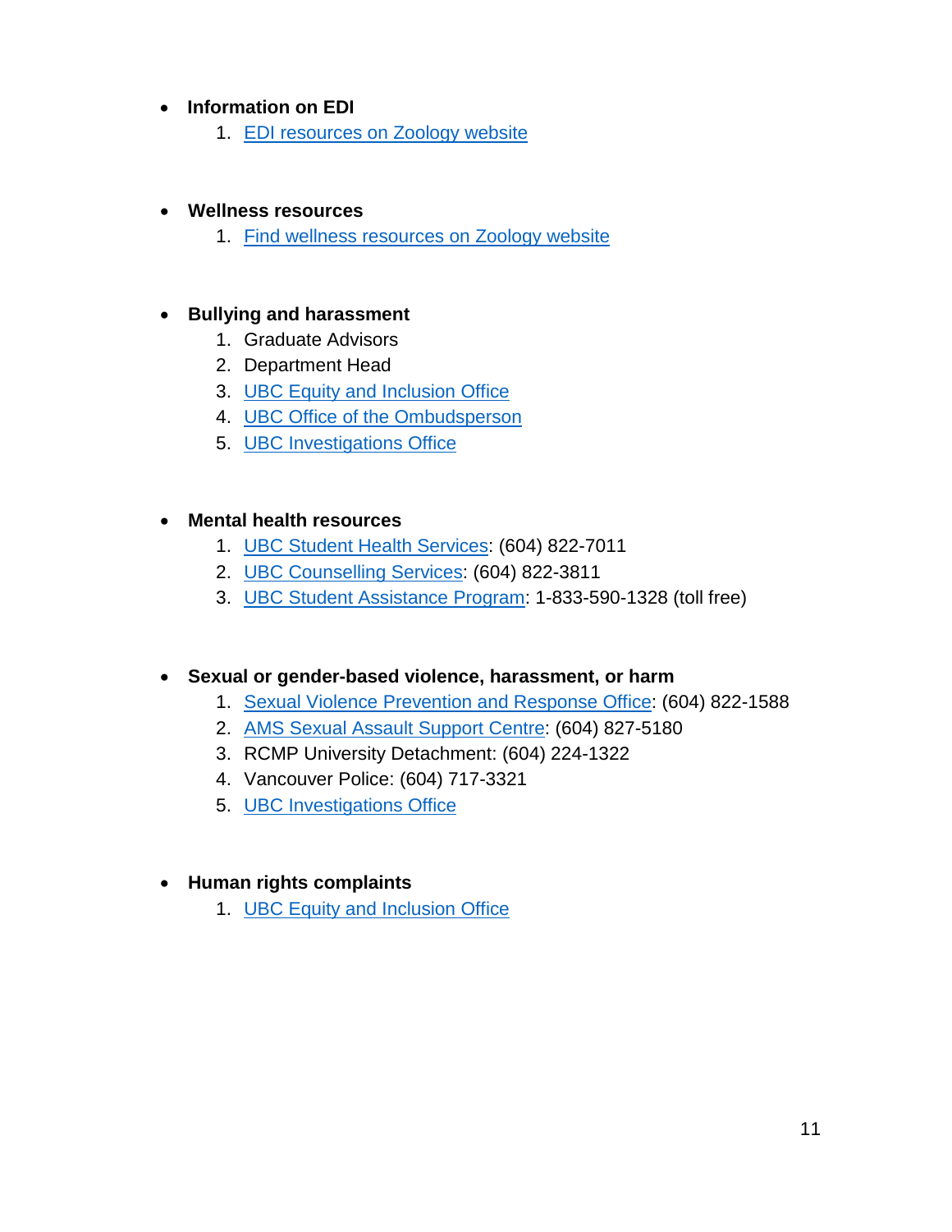- **Information on EDI**
    1. EDI resources on Zoology website

- **Wellness resources**
    1. Find wellness resources on Zoology website

- **Bullying and harassment**
    1. Graduate Advisors
    2. Department Head
    3. UBC Equity and Inclusion Office
    4. UBC Office of the Ombudsperson
    5. UBC Investigations Office

- **Mental health resources**
    1. UBC Student Health Services: (604) 822-7011
    2. UBC Counselling Services: (604) 822-3811
    3. UBC Student Assistance Program: 1-833-590-1328 (toll free)

- **Sexual or gender-based violence, harassment, or harm**
    1. Sexual Violence Prevention and Response Office: (604) 822-1588
    2. AMS Sexual Assault Support Centre: (604) 827-5180
    3. RCMP University Detachment: (604) 224-1322
    4. Vancouver Police: (604) 717-3321
    5. UBC Investigations Office

- **Human rights complaints**
    1. UBC Equity and Inclusion Office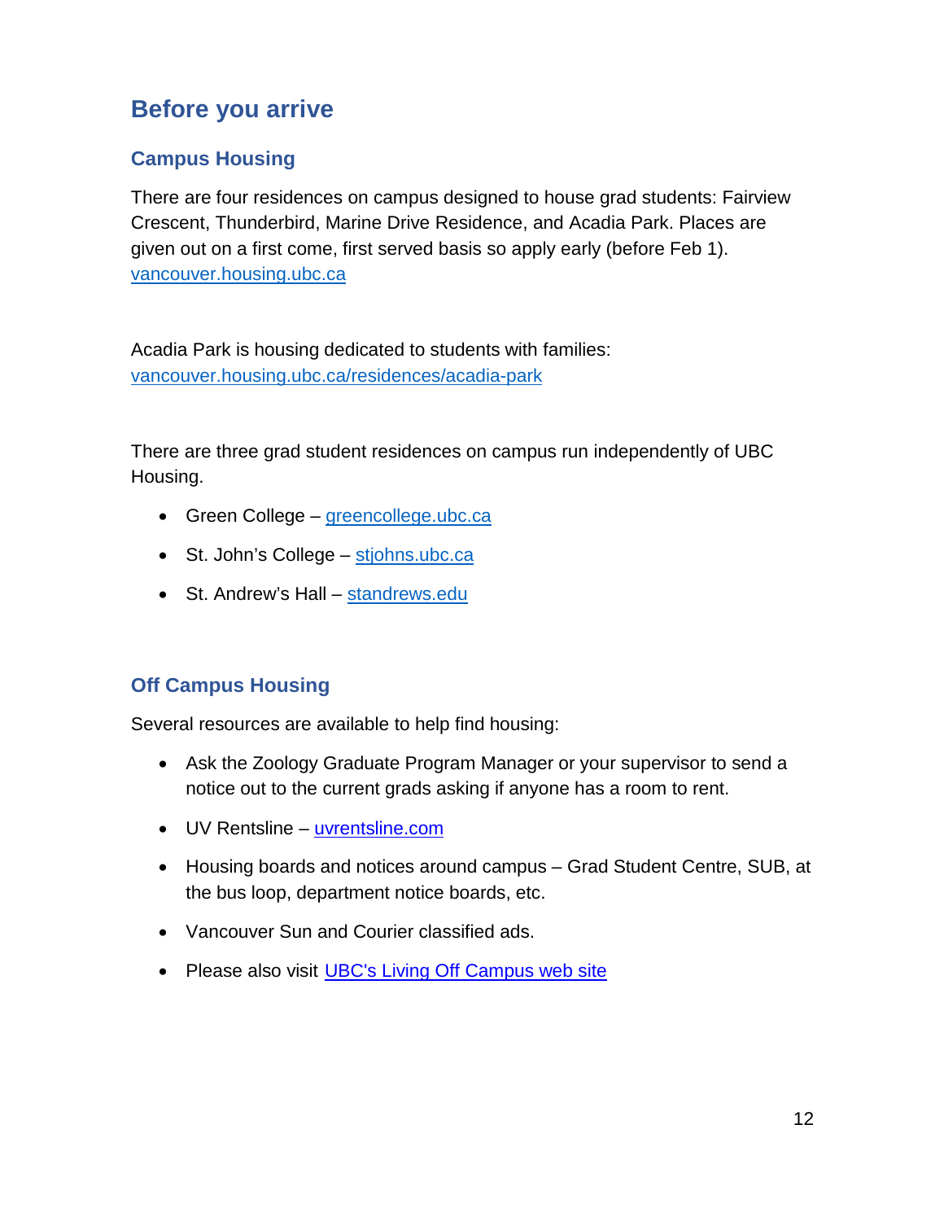## Before you arrive

### Campus Housing

There are four residences on campus designed to house grad students: Fairview Crescent, Thunderbird, Marine Drive Residence, and Acadia Park. Places are given out on a first come, first served basis so apply early (before Feb 1). [vancouver.housing.ubc.ca](vancouver.housing.ubc.ca)

Acadia Park is housing dedicated to students with families: [vancouver.housing.ubc.ca/residences/acadia-park](vancouver.housing.ubc.ca/residences/acadia-park)

There are three grad student residences on campus run independently of UBC Housing.

- Green College – [greencollege.ubc.ca](greencollege.ubc.ca)
- St. John's College – [stjohns.ubc.ca](stjohns.ubc.ca)
- St. Andrew's Hall – [standrews.edu](standrews.edu)

### Off Campus Housing

Several resources are available to help find housing:

- Ask the Zoology Graduate Program Manager or your supervisor to send a notice out to the current grads asking if anyone has a room to rent.
- UV Rentsline – [uvrentsline.com](uvrentsline.com)
- Housing boards and notices around campus – Grad Student Centre, SUB, at the bus loop, department notice boards, etc.
- Vancouver Sun and Courier classified ads.
- Please also visit UBC's Living Off Campus web site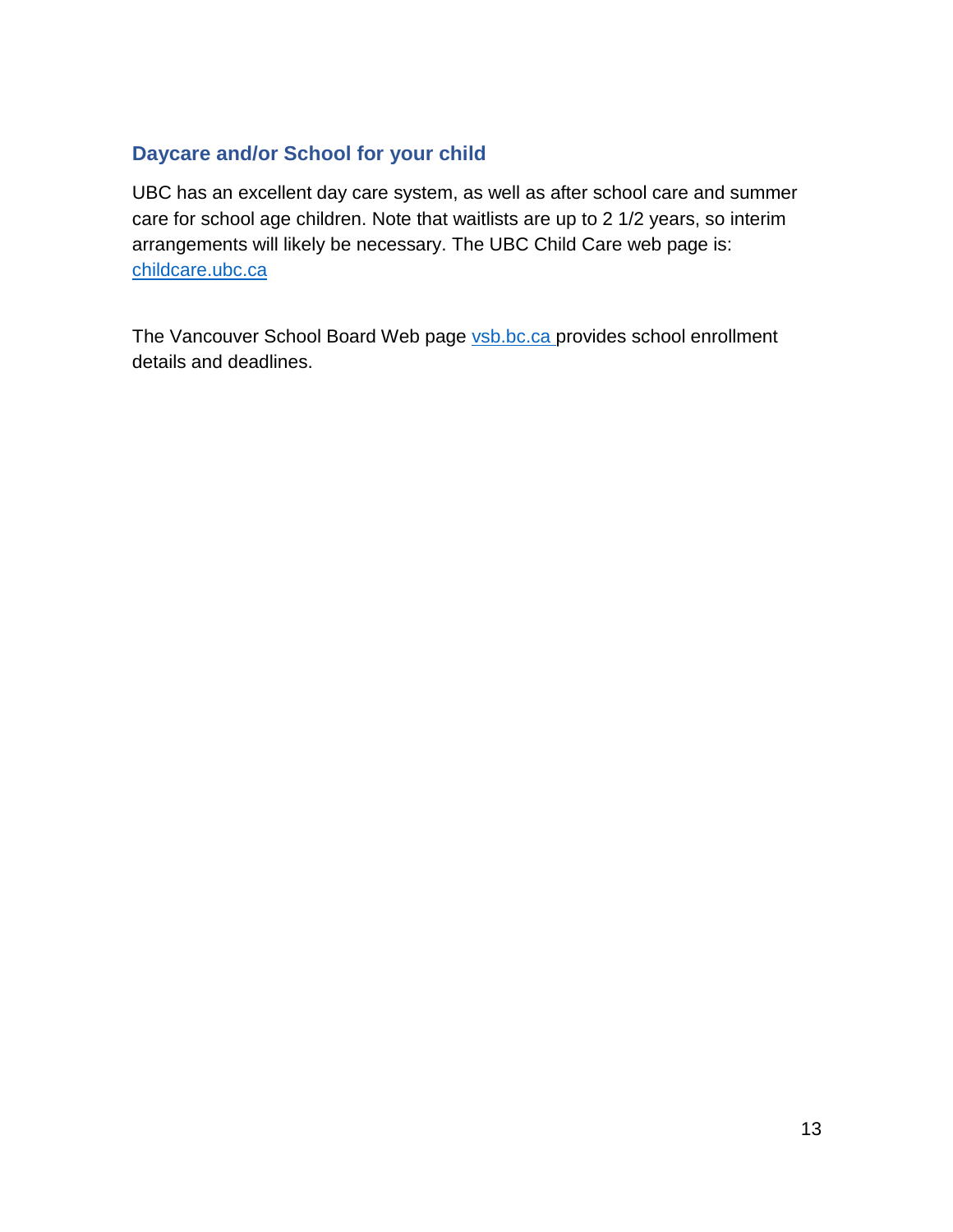## Daycare and/or School for your child

UBC has an excellent day care system, as well as after school care and summer care for school age children. Note that waitlists are up to 2 1/2 years, so interim arrangements will likely be necessary. The UBC Child Care web page is: [childcare.ubc.ca](childcare.ubc.ca)

The Vancouver School Board Web page [vsb.bc.ca](vsb.bc.ca) provides school enrollment details and deadlines.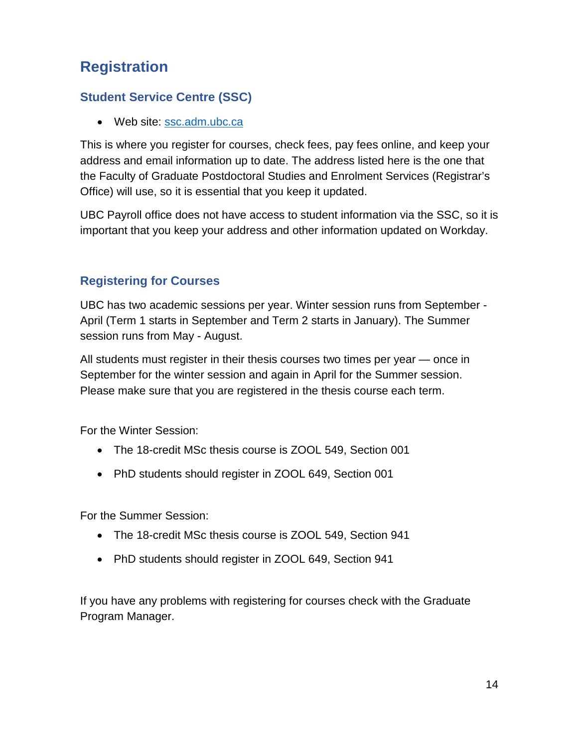# Registration

## Student Service Centre (SSC)

- Web site: [ssc.adm.ubc.ca](ssc.adm.ubc.ca)

This is where you register for courses, check fees, pay fees online, and keep your address and email information up to date. The address listed here is the one that the Faculty of Graduate Postdoctoral Studies and Enrolment Services (Registrar's Office) will use, so it is essential that you keep it updated.

UBC Payroll office does not have access to student information via the SSC, so it is important that you keep your address and other information updated on Workday.

## Registering for Courses

UBC has two academic sessions per year. Winter session runs from September - April (Term 1 starts in September and Term 2 starts in January). The Summer session runs from May - August.

All students must register in their thesis courses two times per year — once in September for the winter session and again in April for the Summer session. Please make sure that you are registered in the thesis course each term.

For the Winter Session:

- The 18-credit MSc thesis course is ZOOL 549, Section 001
- PhD students should register in ZOOL 649, Section 001

For the Summer Session:

- The 18-credit MSc thesis course is ZOOL 549, Section 941
- PhD students should register in ZOOL 649, Section 941

If you have any problems with registering for courses check with the Graduate Program Manager.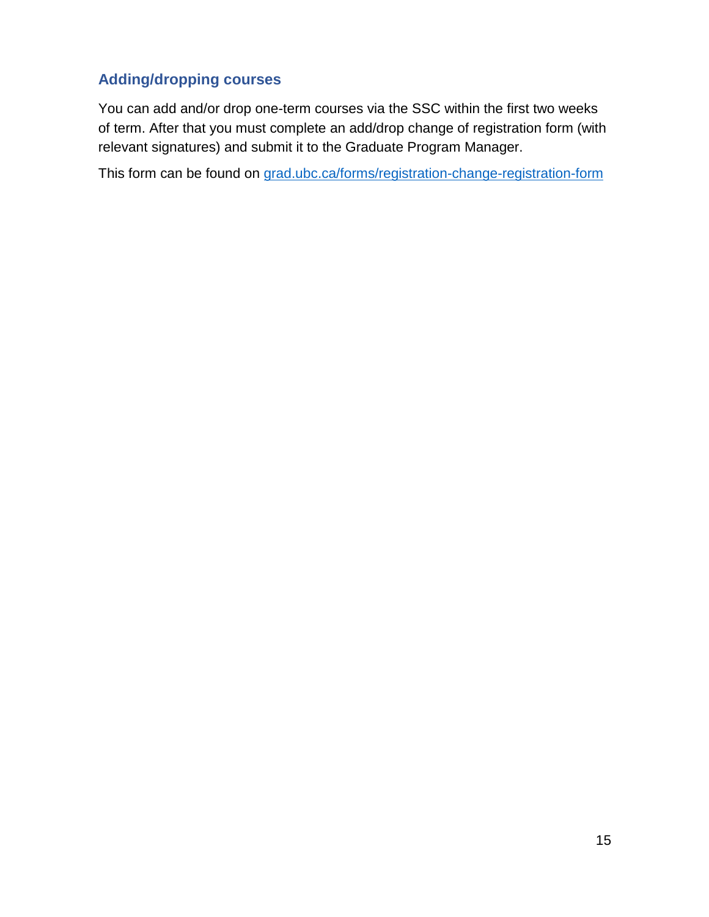## Adding/dropping courses

You can add and/or drop one-term courses via the SSC within the first two weeks of term. After that you must complete an add/drop change of registration form (with relevant signatures) and submit it to the Graduate Program Manager.

This form can be found on [grad.ubc.ca/forms/registration-change-registration-form](grad.ubc.ca/forms/registration-change-registration-form)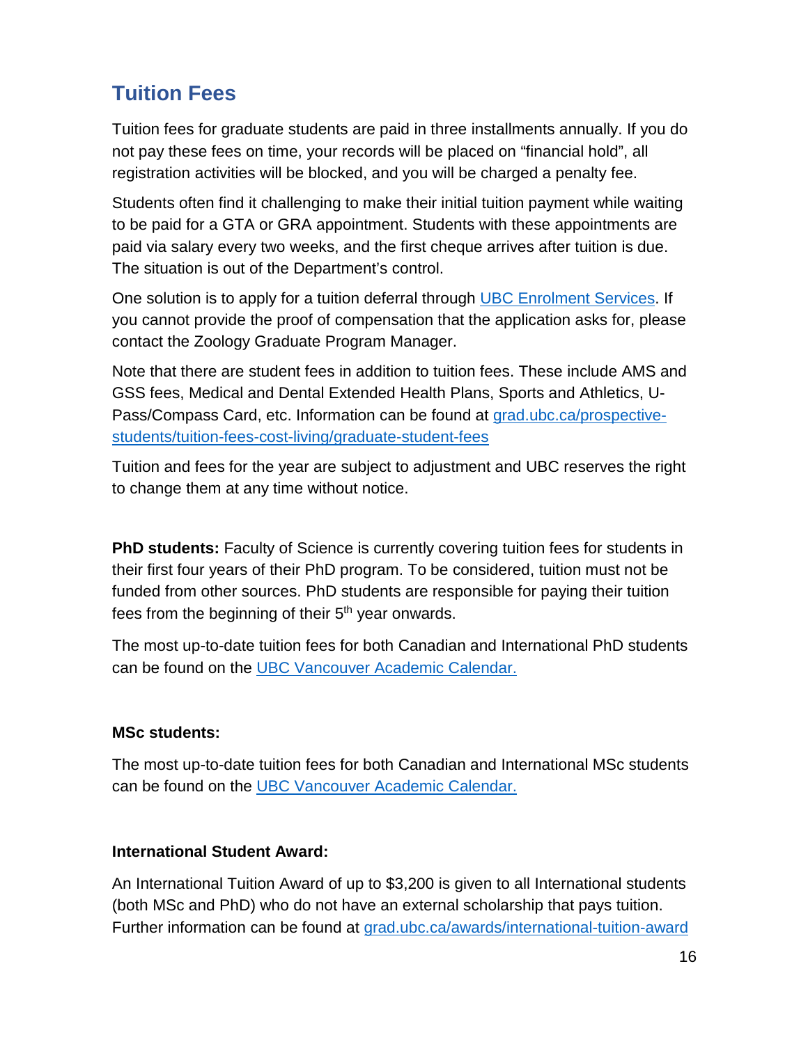## Tuition Fees

Tuition fees for graduate students are paid in three installments annually. If you do not pay these fees on time, your records will be placed on "financial hold", all registration activities will be blocked, and you will be charged a penalty fee.

Students often find it challenging to make their initial tuition payment while waiting to be paid for a GTA or GRA appointment. Students with these appointments are paid via salary every two weeks, and the first cheque arrives after tuition is due. The situation is out of the Department's control.

One solution is to apply for a tuition deferral through [UBC Enrolment Services](). If you cannot provide the proof of compensation that the application asks for, please contact the Zoology Graduate Program Manager.

Note that there are student fees in addition to tuition fees. These include AMS and GSS fees, Medical and Dental Extended Health Plans, Sports and Athletics, U-Pass/Compass Card, etc. Information can be found at [grad.ubc.ca/prospective-students/tuition-fees-cost-living/graduate-student-fees]()

Tuition and fees for the year are subject to adjustment and UBC reserves the right to change them at any time without notice.

**PhD students:** Faculty of Science is currently covering tuition fees for students in their first four years of their PhD program. To be considered, tuition must not be funded from other sources. PhD students are responsible for paying their tuition fees from the beginning of their 5th year onwards.

The most up-to-date tuition fees for both Canadian and International PhD students can be found on the [UBC Vancouver Academic Calendar.]()

**MSc students:**

The most up-to-date tuition fees for both Canadian and International MSc students can be found on the [UBC Vancouver Academic Calendar.]()

**International Student Award:**

An International Tuition Award of up to $3,200 is given to all International students (both MSc and PhD) who do not have an external scholarship that pays tuition. Further information can be found at [grad.ubc.ca/awards/international-tuition-award]()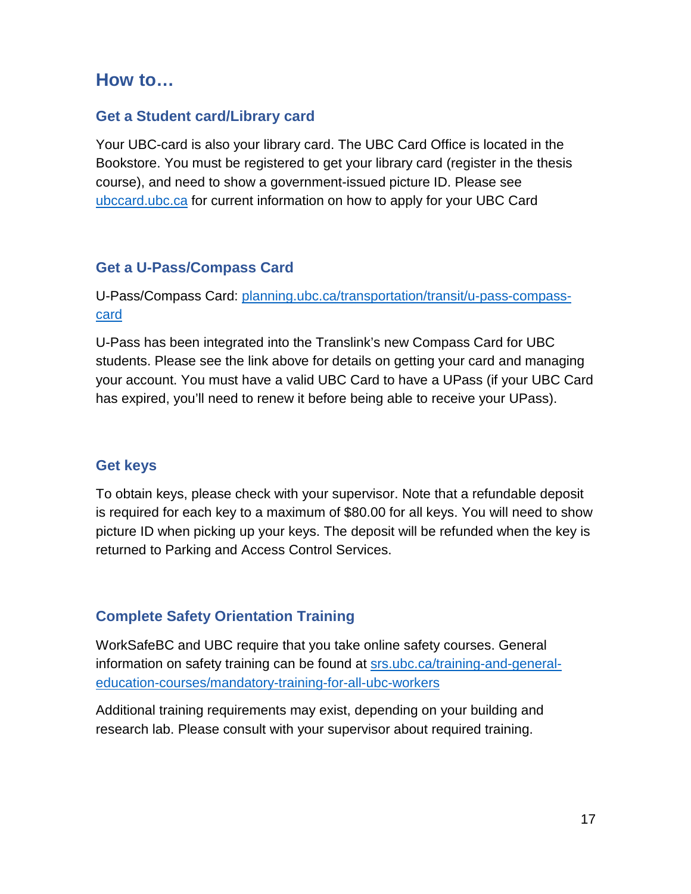## How to…

### Get a Student card/Library card

Your UBC-card is also your library card. The UBC Card Office is located in the Bookstore. You must be registered to get your library card (register in the thesis course), and need to show a government-issued picture ID. Please see [ubccard.ubc.ca](ubccard.ubc.ca) for current information on how to apply for your UBC Card

### Get a U-Pass/Compass Card

U-Pass/Compass Card: [planning.ubc.ca/transportation/transit/u-pass-compass-card](planning.ubc.ca/transportation/transit/u-pass-compass-card)

U-Pass has been integrated into the Translink's new Compass Card for UBC students. Please see the link above for details on getting your card and managing your account. You must have a valid UBC Card to have a UPass (if your UBC Card has expired, you'll need to renew it before being able to receive your UPass).

### Get keys

To obtain keys, please check with your supervisor. Note that a refundable deposit is required for each key to a maximum of $80.00 for all keys. You will need to show picture ID when picking up your keys. The deposit will be refunded when the key is returned to Parking and Access Control Services.

### Complete Safety Orientation Training

WorkSafeBC and UBC require that you take online safety courses. General information on safety training can be found at [srs.ubc.ca/training-and-general-education-courses/mandatory-training-for-all-ubc-workers](srs.ubc.ca/training-and-general-education-courses/mandatory-training-for-all-ubc-workers)

Additional training requirements may exist, depending on your building and research lab. Please consult with your supervisor about required training.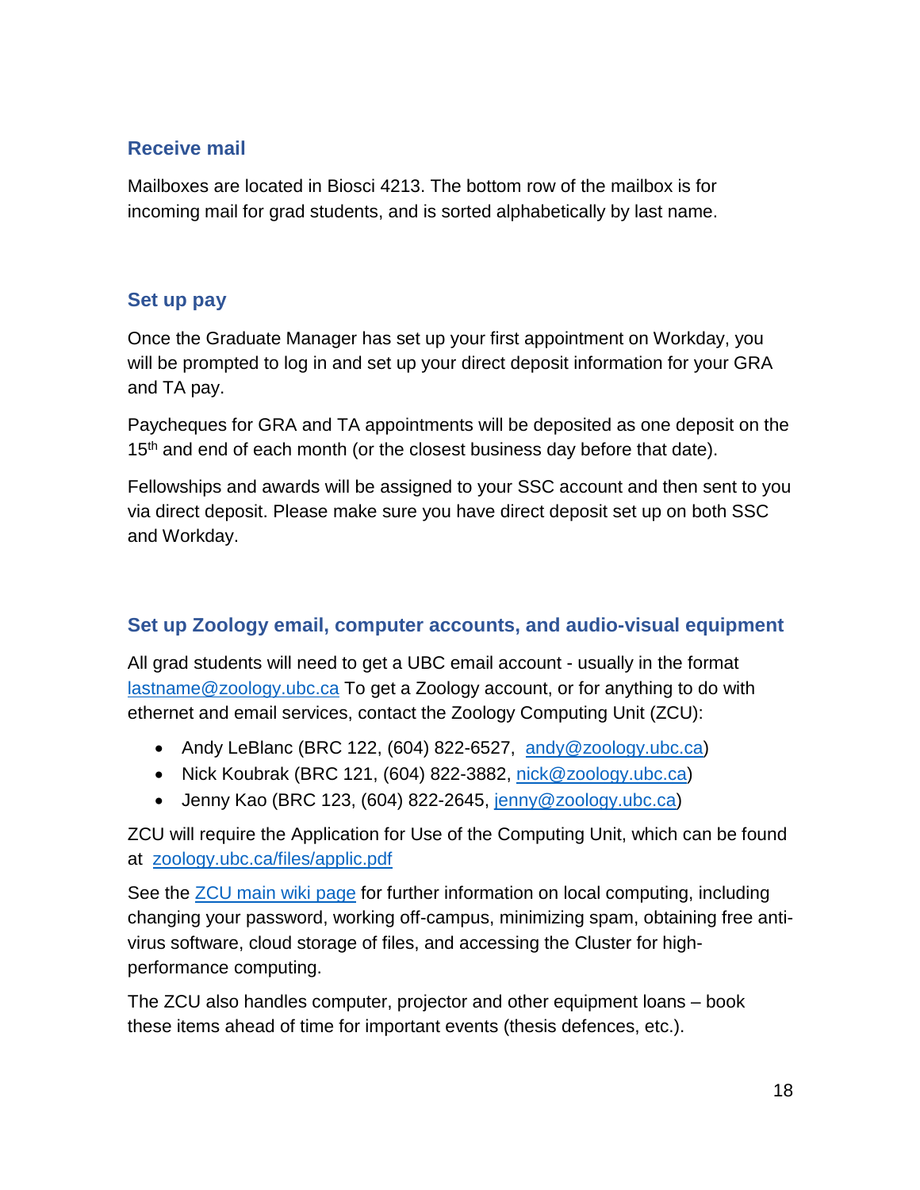## Receive mail

Mailboxes are located in Biosci 4213. The bottom row of the mailbox is for incoming mail for grad students, and is sorted alphabetically by last name.

## Set up pay

Once the Graduate Manager has set up your first appointment on Workday, you will be prompted to log in and set up your direct deposit information for your GRA and TA pay.

Paycheques for GRA and TA appointments will be deposited as one deposit on the 15th and end of each month (or the closest business day before that date).

Fellowships and awards will be assigned to your SSC account and then sent to you via direct deposit. Please make sure you have direct deposit set up on both SSC and Workday.

## Set up Zoology email, computer accounts, and audio-visual equipment

All grad students will need to get a UBC email account - usually in the format lastname@zoology.ubc.ca To get a Zoology account, or for anything to do with ethernet and email services, contact the Zoology Computing Unit (ZCU):

- Andy LeBlanc (BRC 122, (604) 822-6527, andy@zoology.ubc.ca)
- Nick Koubrak (BRC 121, (604) 822-3882, nick@zoology.ubc.ca)
- Jenny Kao (BRC 123, (604) 822-2645, jenny@zoology.ubc.ca)

ZCU will require the Application for Use of the Computing Unit, which can be found at zoology.ubc.ca/files/applic.pdf

See the ZCU main wiki page for further information on local computing, including changing your password, working off-campus, minimizing spam, obtaining free anti-virus software, cloud storage of files, and accessing the Cluster for high-performance computing.

The ZCU also handles computer, projector and other equipment loans – book these items ahead of time for important events (thesis defences, etc.).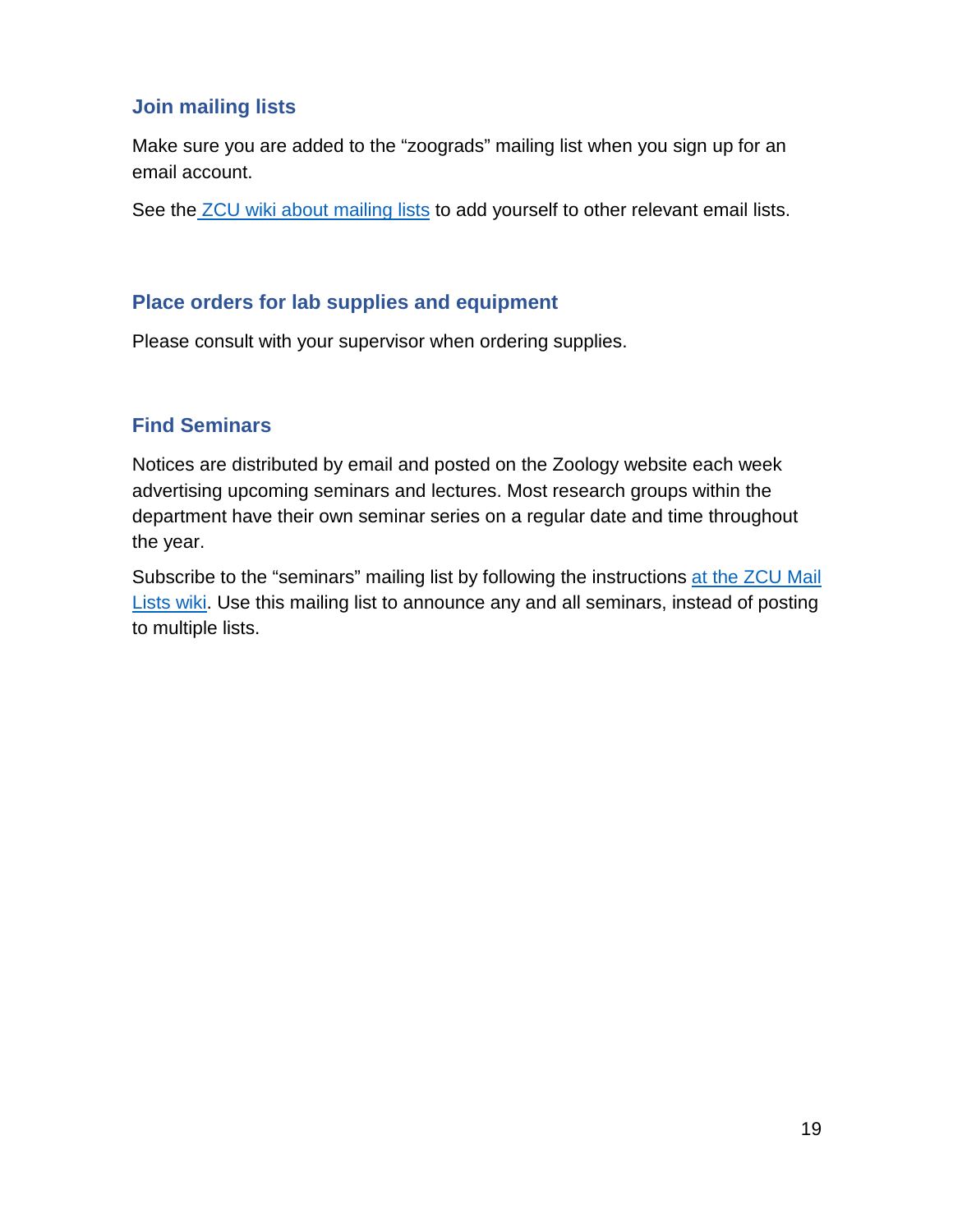### Join mailing lists

Make sure you are added to the “zoograds” mailing list when you sign up for an email account.

See the ZCU wiki about mailing lists to add yourself to other relevant email lists.

### Place orders for lab supplies and equipment

Please consult with your supervisor when ordering supplies.

### Find Seminars

Notices are distributed by email and posted on the Zoology website each week advertising upcoming seminars and lectures. Most research groups within the department have their own seminar series on a regular date and time throughout the year.

Subscribe to the “seminars” mailing list by following the instructions at the ZCU Mail Lists wiki. Use this mailing list to announce any and all seminars, instead of posting to multiple lists.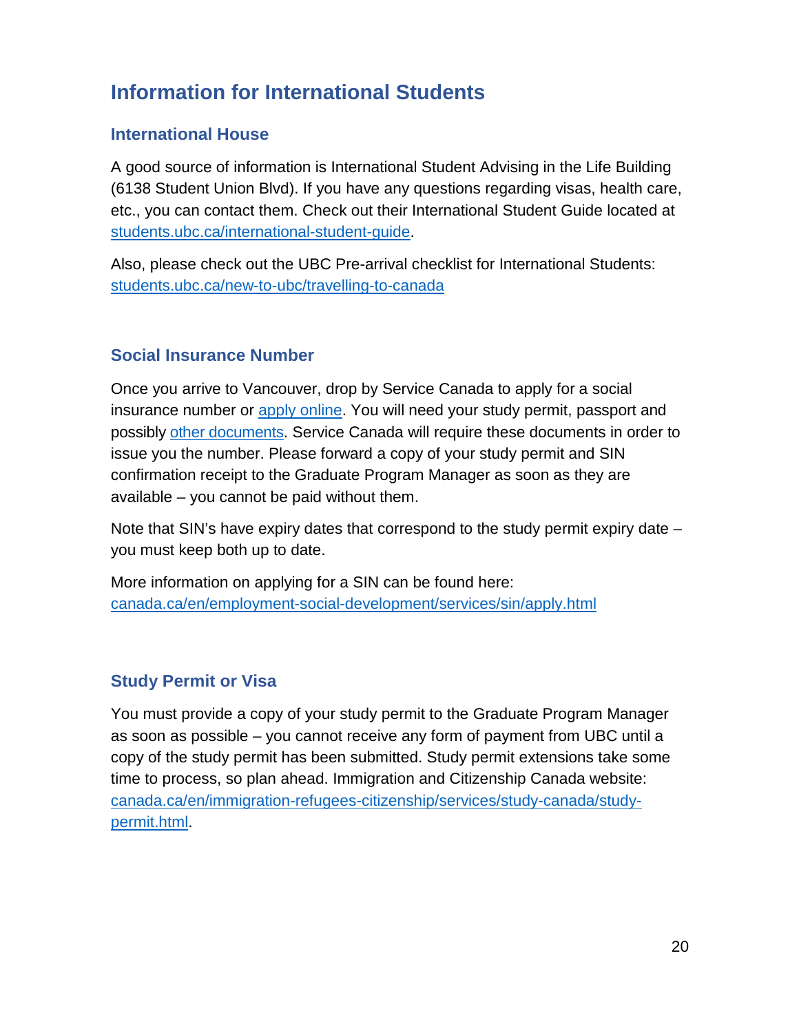# Information for International Students

## International House

A good source of information is International Student Advising in the Life Building (6138 Student Union Blvd). If you have any questions regarding visas, health care, etc., you can contact them. Check out their International Student Guide located at [students.ubc.ca/international-student-guide](students.ubc.ca/international-student-guide).

Also, please check out the UBC Pre-arrival checklist for International Students: [students.ubc.ca/new-to-ubc/travelling-to-canada](students.ubc.ca/new-to-ubc/travelling-to-canada)

## Social Insurance Number

Once you arrive to Vancouver, drop by Service Canada to apply for a social insurance number or apply online. You will need your study permit, passport and possibly other documents. Service Canada will require these documents in order to issue you the number. Please forward a copy of your study permit and SIN confirmation receipt to the Graduate Program Manager as soon as they are available – you cannot be paid without them.

Note that SIN's have expiry dates that correspond to the study permit expiry date – you must keep both up to date.

More information on applying for a SIN can be found here: [canada.ca/en/employment-social-development/services/sin/apply.html](canada.ca/en/employment-social-development/services/sin/apply.html)

## Study Permit or Visa

You must provide a copy of your study permit to the Graduate Program Manager as soon as possible – you cannot receive any form of payment from UBC until a copy of the study permit has been submitted. Study permit extensions take some time to process, so plan ahead. Immigration and Citizenship Canada website: [canada.ca/en/immigration-refugees-citizenship/services/study-canada/study-permit.html](canada.ca/en/immigration-refugees-citizenship/services/study-canada/study-permit.html).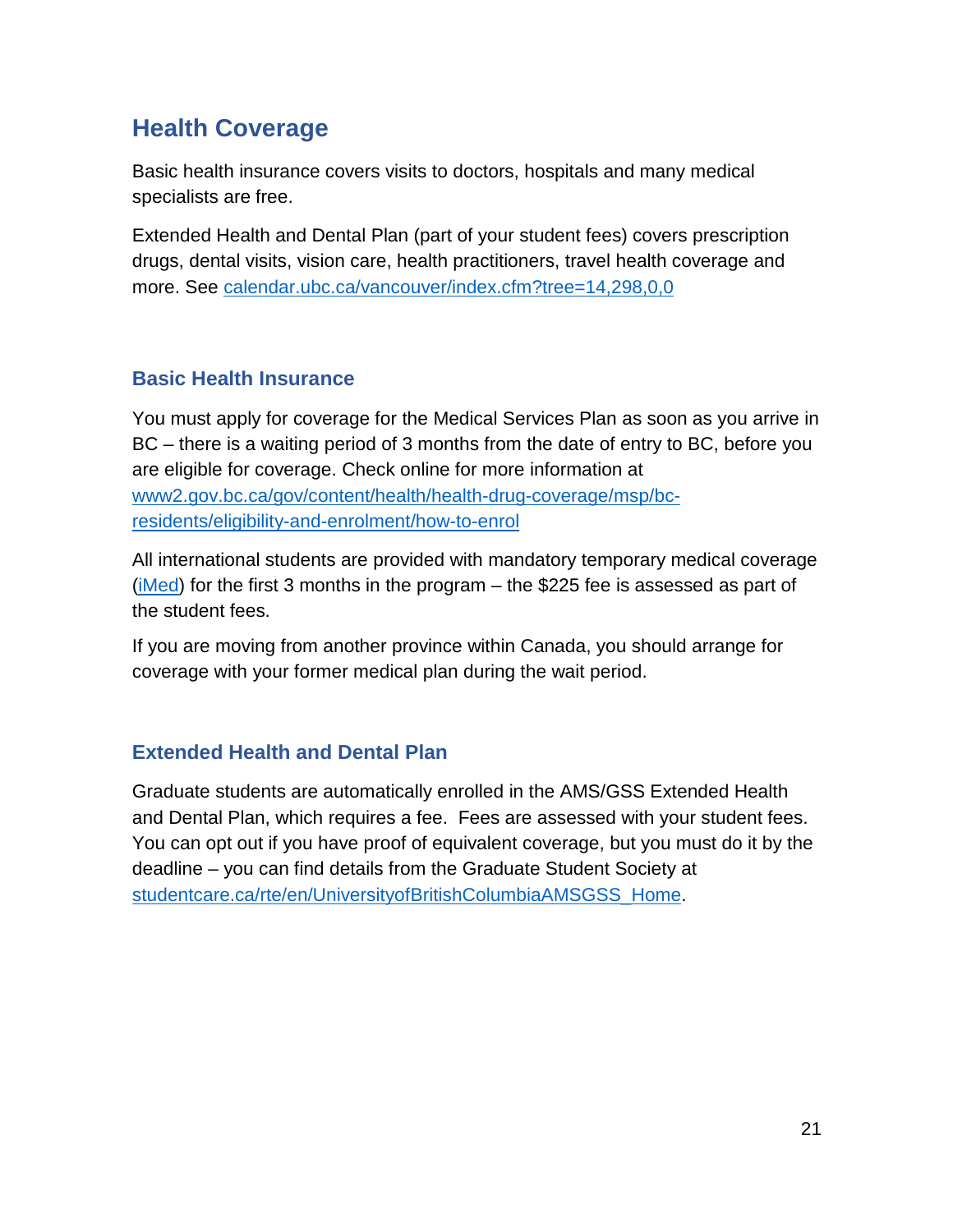# Health Coverage

Basic health insurance covers visits to doctors, hospitals and many medical specialists are free.

Extended Health and Dental Plan (part of your student fees) covers prescription drugs, dental visits, vision care, health practitioners, travel health coverage and more. See [calendar.ubc.ca/vancouver/index.cfm?tree=14,298,0,0](calendar.ubc.ca/vancouver/index.cfm?tree=14,298,0,0)

## Basic Health Insurance

You must apply for coverage for the Medical Services Plan as soon as you arrive in BC – there is a waiting period of 3 months from the date of entry to BC, before you are eligible for coverage. Check online for more information at [www2.gov.bc.ca/gov/content/health/health-drug-coverage/msp/bc-residents/eligibility-and-enrolment/how-to-enrol](www2.gov.bc.ca/gov/content/health/health-drug-coverage/msp/bc-residents/eligibility-and-enrolment/how-to-enrol)

All international students are provided with mandatory temporary medical coverage (iMed) for the first 3 months in the program – the $225 fee is assessed as part of the student fees.

If you are moving from another province within Canada, you should arrange for coverage with your former medical plan during the wait period.

## Extended Health and Dental Plan

Graduate students are automatically enrolled in the AMS/GSS Extended Health and Dental Plan, which requires a fee. Fees are assessed with your student fees. You can opt out if you have proof of equivalent coverage, but you must do it by the deadline – you can find details from the Graduate Student Society at [studentcare.ca/rte/en/UniversityofBritishColumbiaAMSGSS_Home](studentcare.ca/rte/en/UniversityofBritishColumbiaAMSGSS_Home).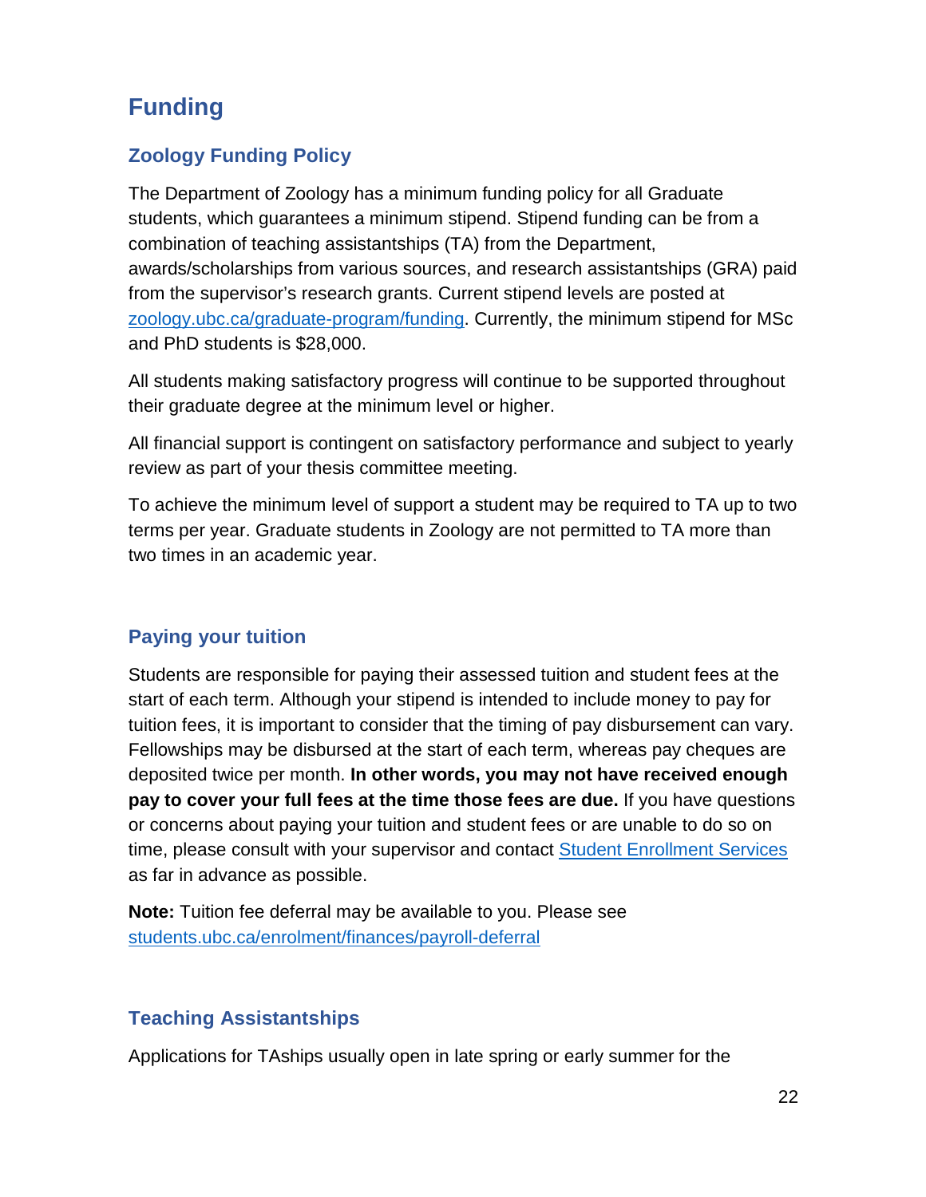# Funding

## Zoology Funding Policy

The Department of Zoology has a minimum funding policy for all Graduate students, which guarantees a minimum stipend. Stipend funding can be from a combination of teaching assistantships (TA) from the Department, awards/scholarships from various sources, and research assistantships (GRA) paid from the supervisor's research grants. Current stipend levels are posted at [zoology.ubc.ca/graduate-program/funding](zoology.ubc.ca/graduate-program/funding). Currently, the minimum stipend for MSc and PhD students is $28,000.

All students making satisfactory progress will continue to be supported throughout their graduate degree at the minimum level or higher.

All financial support is contingent on satisfactory performance and subject to yearly review as part of your thesis committee meeting.

To achieve the minimum level of support a student may be required to TA up to two terms per year. Graduate students in Zoology are not permitted to TA more than two times in an academic year.

## Paying your tuition

Students are responsible for paying their assessed tuition and student fees at the start of each term. Although your stipend is intended to include money to pay for tuition fees, it is important to consider that the timing of pay disbursement can vary. Fellowships may be disbursed at the start of each term, whereas pay cheques are deposited twice per month. **In other words, you may not have received enough pay to cover your full fees at the time those fees are due.** If you have questions or concerns about paying your tuition and student fees or are unable to do so on time, please consult with your supervisor and contact Student Enrollment Services as far in advance as possible.

**Note:** Tuition fee deferral may be available to you. Please see [students.ubc.ca/enrolment/finances/payroll-deferral](students.ubc.ca/enrolment/finances/payroll-deferral)

## Teaching Assistantships

Applications for TAships usually open in late spring or early summer for the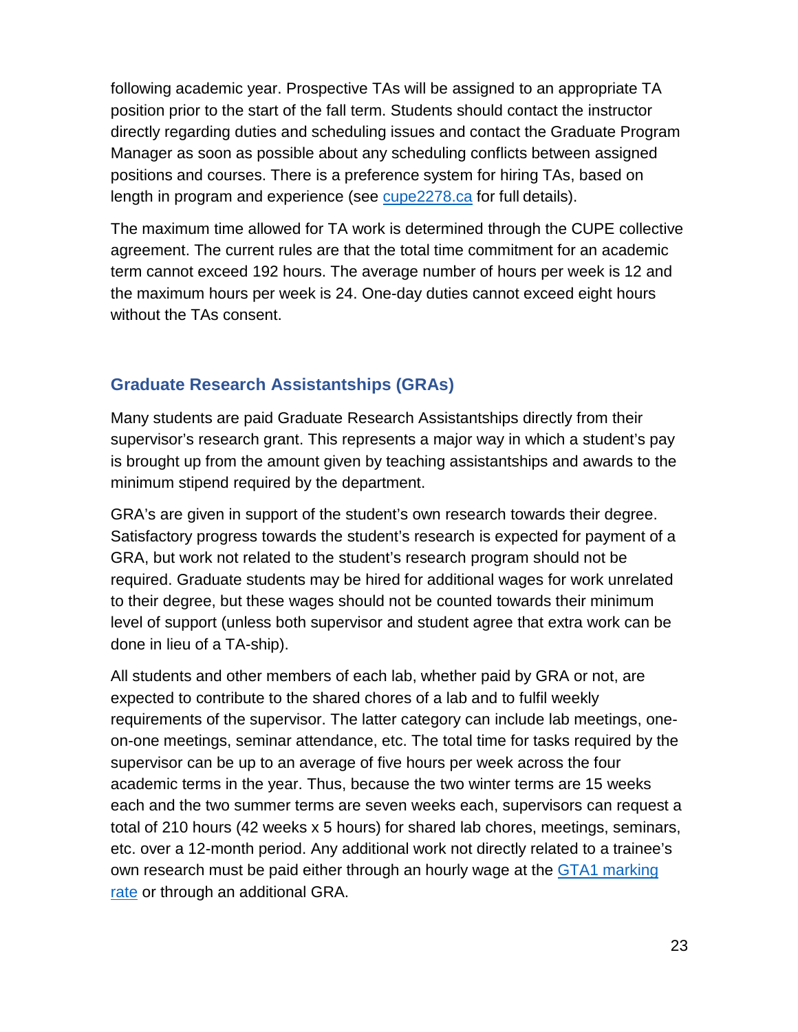following academic year. Prospective TAs will be assigned to an appropriate TA position prior to the start of the fall term. Students should contact the instructor directly regarding duties and scheduling issues and contact the Graduate Program Manager as soon as possible about any scheduling conflicts between assigned positions and courses. There is a preference system for hiring TAs, based on length in program and experience (see [cupe2278.ca](cupe2278.ca) for full details).

The maximum time allowed for TA work is determined through the CUPE collective agreement. The current rules are that the total time commitment for an academic term cannot exceed 192 hours. The average number of hours per week is 12 and the maximum hours per week is 24. One-day duties cannot exceed eight hours without the TAs consent.

## Graduate Research Assistantships (GRAs)

Many students are paid Graduate Research Assistantships directly from their supervisor's research grant. This represents a major way in which a student's pay is brought up from the amount given by teaching assistantships and awards to the minimum stipend required by the department.

GRA's are given in support of the student's own research towards their degree. Satisfactory progress towards the student's research is expected for payment of a GRA, but work not related to the student's research program should not be required. Graduate students may be hired for additional wages for work unrelated to their degree, but these wages should not be counted towards their minimum level of support (unless both supervisor and student agree that extra work can be done in lieu of a TA-ship).

All students and other members of each lab, whether paid by GRA or not, are expected to contribute to the shared chores of a lab and to fulfil weekly requirements of the supervisor. The latter category can include lab meetings, one-on-one meetings, seminar attendance, etc. The total time for tasks required by the supervisor can be up to an average of five hours per week across the four academic terms in the year. Thus, because the two winter terms are 15 weeks each and the two summer terms are seven weeks each, supervisors can request a total of 210 hours (42 weeks x 5 hours) for shared lab chores, meetings, seminars, etc. over a 12-month period. Any additional work not directly related to a trainee's own research must be paid either through an hourly wage at the GTA1 marking rate or through an additional GRA.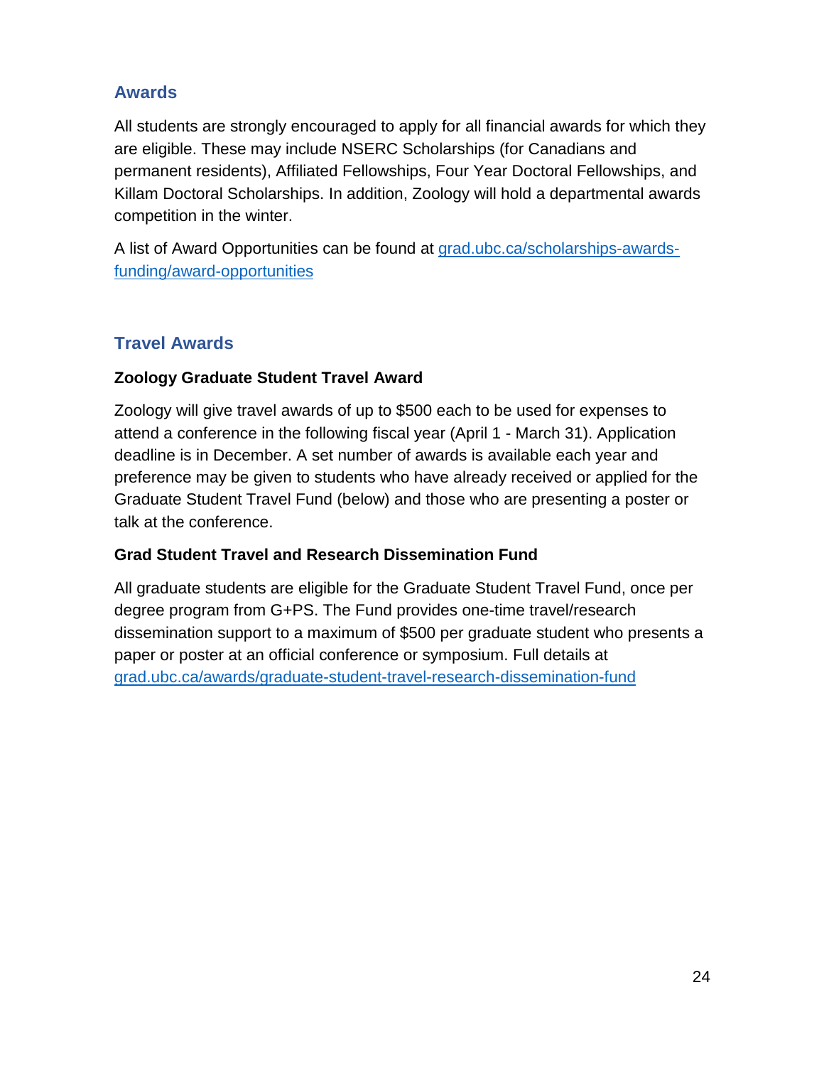## Awards

All students are strongly encouraged to apply for all financial awards for which they are eligible. These may include NSERC Scholarships (for Canadians and permanent residents), Affiliated Fellowships, Four Year Doctoral Fellowships, and Killam Doctoral Scholarships. In addition, Zoology will hold a departmental awards competition in the winter.

A list of Award Opportunities can be found at [grad.ubc.ca/scholarships-awards-funding/award-opportunities](grad.ubc.ca/scholarships-awards-funding/award-opportunities)

## Travel Awards

**Zoology Graduate Student Travel Award**

Zoology will give travel awards of up to $500 each to be used for expenses to attend a conference in the following fiscal year (April 1 - March 31). Application deadline is in December. A set number of awards is available each year and preference may be given to students who have already received or applied for the Graduate Student Travel Fund (below) and those who are presenting a poster or talk at the conference.

**Grad Student Travel and Research Dissemination Fund**

All graduate students are eligible for the Graduate Student Travel Fund, once per degree program from G+PS. The Fund provides one-time travel/research dissemination support to a maximum of $500 per graduate student who presents a paper or poster at an official conference or symposium. Full details at [grad.ubc.ca/awards/graduate-student-travel-research-dissemination-fund](grad.ubc.ca/awards/graduate-student-travel-research-dissemination-fund)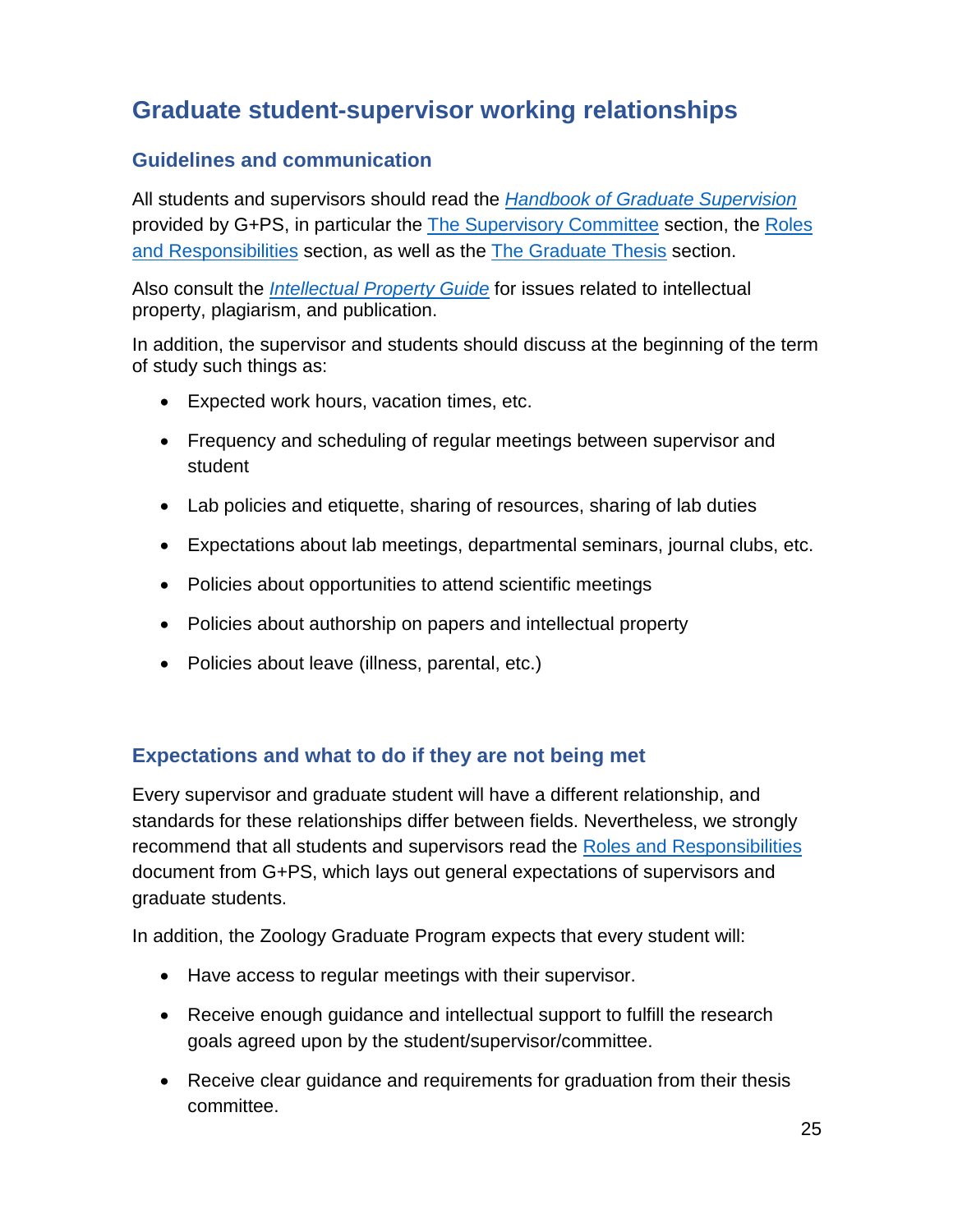## Graduate student-supervisor working relationships

### Guidelines and communication

All students and supervisors should read the *Handbook of Graduate Supervision* provided by G+PS, in particular the The Supervisory Committee section, the Roles and Responsibilities section, as well as the The Graduate Thesis section.

Also consult the *Intellectual Property Guide* for issues related to intellectual property, plagiarism, and publication.

In addition, the supervisor and students should discuss at the beginning of the term of study such things as:

- Expected work hours, vacation times, etc.
- Frequency and scheduling of regular meetings between supervisor and student
- Lab policies and etiquette, sharing of resources, sharing of lab duties
- Expectations about lab meetings, departmental seminars, journal clubs, etc.
- Policies about opportunities to attend scientific meetings
- Policies about authorship on papers and intellectual property
- Policies about leave (illness, parental, etc.)

### Expectations and what to do if they are not being met

Every supervisor and graduate student will have a different relationship, and standards for these relationships differ between fields. Nevertheless, we strongly recommend that all students and supervisors read the Roles and Responsibilities document from G+PS, which lays out general expectations of supervisors and graduate students.

In addition, the Zoology Graduate Program expects that every student will:

- Have access to regular meetings with their supervisor.
- Receive enough guidance and intellectual support to fulfill the research goals agreed upon by the student/supervisor/committee.
- Receive clear guidance and requirements for graduation from their thesis committee.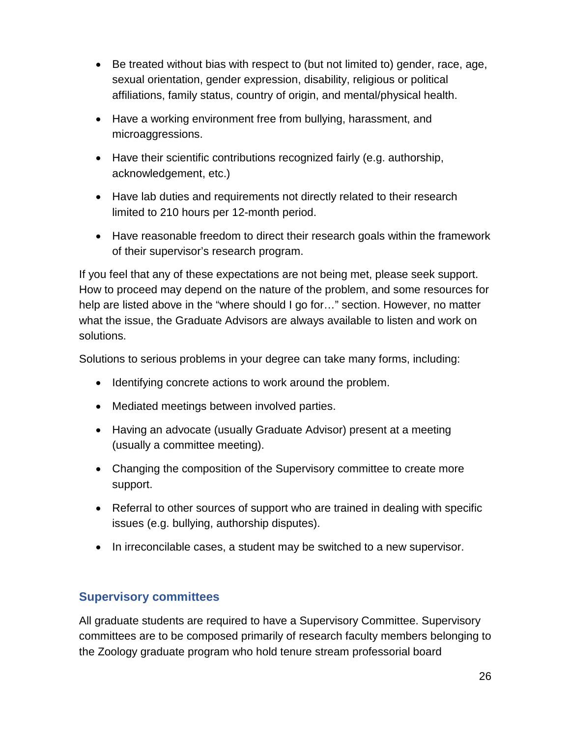- Be treated without bias with respect to (but not limited to) gender, race, age, sexual orientation, gender expression, disability, religious or political affiliations, family status, country of origin, and mental/physical health.
- Have a working environment free from bullying, harassment, and microaggressions.
- Have their scientific contributions recognized fairly (e.g. authorship, acknowledgement, etc.)
- Have lab duties and requirements not directly related to their research limited to 210 hours per 12-month period.
- Have reasonable freedom to direct their research goals within the framework of their supervisor's research program.

If you feel that any of these expectations are not being met, please seek support. How to proceed may depend on the nature of the problem, and some resources for help are listed above in the "where should I go for…" section. However, no matter what the issue, the Graduate Advisors are always available to listen and work on solutions.

Solutions to serious problems in your degree can take many forms, including:

- Identifying concrete actions to work around the problem.
- Mediated meetings between involved parties.
- Having an advocate (usually Graduate Advisor) present at a meeting (usually a committee meeting).
- Changing the composition of the Supervisory committee to create more support.
- Referral to other sources of support who are trained in dealing with specific issues (e.g. bullying, authorship disputes).
- In irreconcilable cases, a student may be switched to a new supervisor.

## Supervisory committees

All graduate students are required to have a Supervisory Committee. Supervisory committees are to be composed primarily of research faculty members belonging to the Zoology graduate program who hold tenure stream professorial board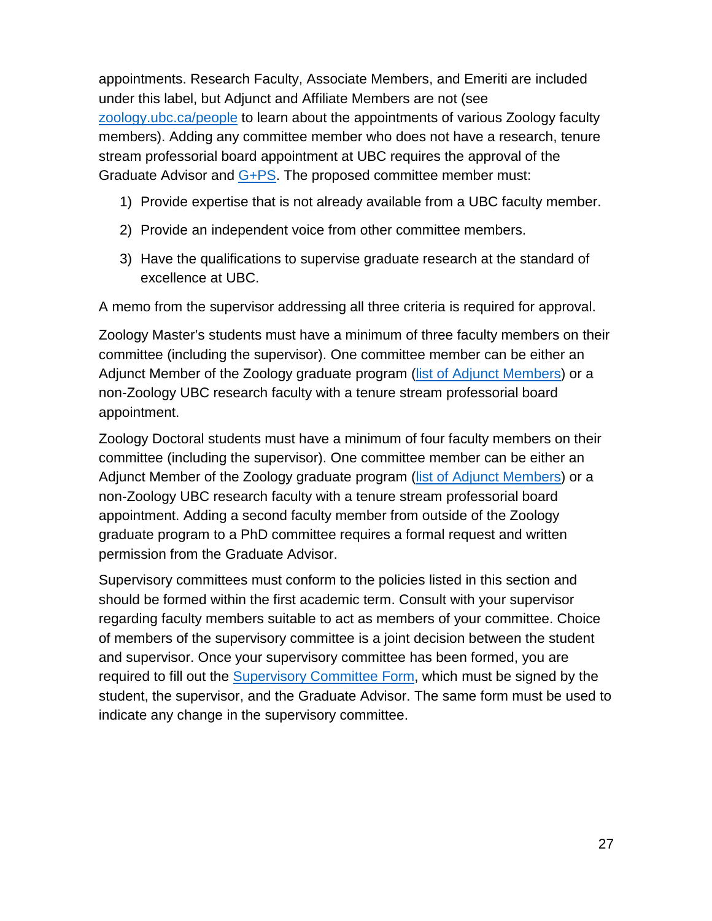appointments. Research Faculty, Associate Members, and Emeriti are included under this label, but Adjunct and Affiliate Members are not (see [zoology.ubc.ca/people](zoology.ubc.ca/people) to learn about the appointments of various Zoology faculty members). Adding any committee member who does not have a research, tenure stream professorial board appointment at UBC requires the approval of the Graduate Advisor and G+PS. The proposed committee member must:

1) Provide expertise that is not already available from a UBC faculty member.
2) Provide an independent voice from other committee members.
3) Have the qualifications to supervise graduate research at the standard of excellence at UBC.

A memo from the supervisor addressing all three criteria is required for approval.

Zoology Master's students must have a minimum of three faculty members on their committee (including the supervisor). One committee member can be either an Adjunct Member of the Zoology graduate program (list of Adjunct Members) or a non-Zoology UBC research faculty with a tenure stream professorial board appointment.

Zoology Doctoral students must have a minimum of four faculty members on their committee (including the supervisor). One committee member can be either an Adjunct Member of the Zoology graduate program (list of Adjunct Members) or a non-Zoology UBC research faculty with a tenure stream professorial board appointment. Adding a second faculty member from outside of the Zoology graduate program to a PhD committee requires a formal request and written permission from the Graduate Advisor.

Supervisory committees must conform to the policies listed in this section and should be formed within the first academic term. Consult with your supervisor regarding faculty members suitable to act as members of your committee. Choice of members of the supervisory committee is a joint decision between the student and supervisor. Once your supervisory committee has been formed, you are required to fill out the Supervisory Committee Form, which must be signed by the student, the supervisor, and the Graduate Advisor. The same form must be used to indicate any change in the supervisory committee.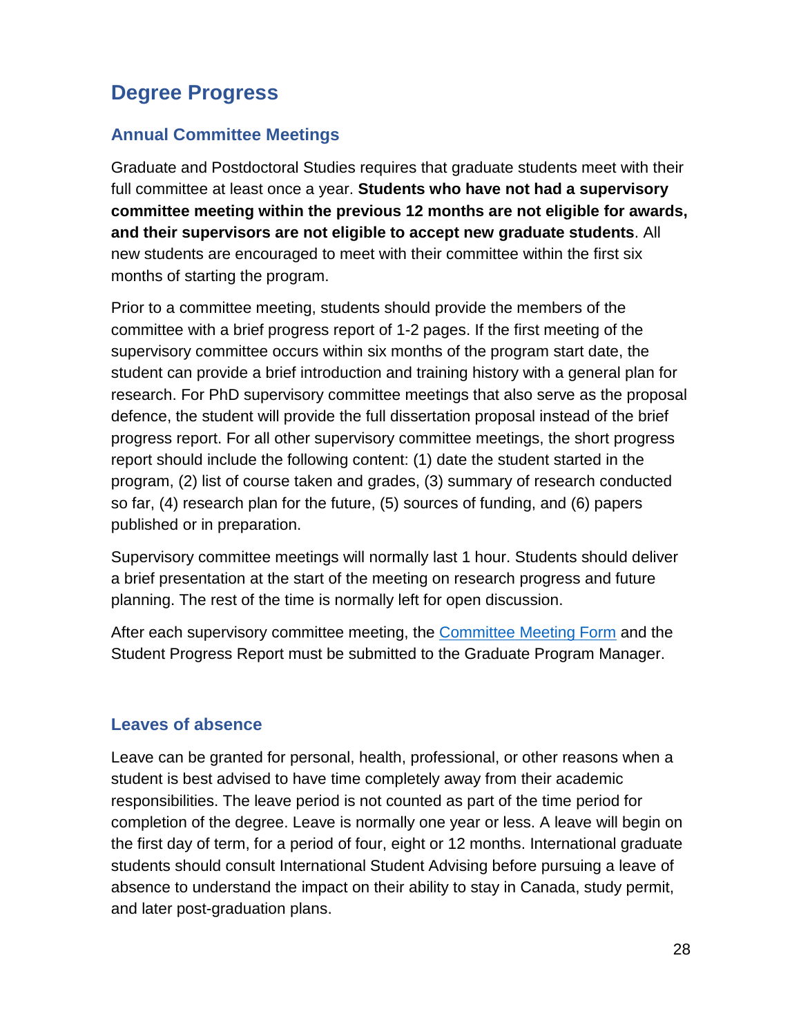# Degree Progress

## Annual Committee Meetings

Graduate and Postdoctoral Studies requires that graduate students meet with their full committee at least once a year. **Students who have not had a supervisory committee meeting within the previous 12 months are not eligible for awards, and their supervisors are not eligible to accept new graduate students**. All new students are encouraged to meet with their committee within the first six months of starting the program.

Prior to a committee meeting, students should provide the members of the committee with a brief progress report of 1-2 pages. If the first meeting of the supervisory committee occurs within six months of the program start date, the student can provide a brief introduction and training history with a general plan for research. For PhD supervisory committee meetings that also serve as the proposal defence, the student will provide the full dissertation proposal instead of the brief progress report. For all other supervisory committee meetings, the short progress report should include the following content: (1) date the student started in the program, (2) list of course taken and grades, (3) summary of research conducted so far, (4) research plan for the future, (5) sources of funding, and (6) papers published or in preparation.

Supervisory committee meetings will normally last 1 hour. Students should deliver a brief presentation at the start of the meeting on research progress and future planning. The rest of the time is normally left for open discussion.

After each supervisory committee meeting, the Committee Meeting Form and the Student Progress Report must be submitted to the Graduate Program Manager.

## Leaves of absence

Leave can be granted for personal, health, professional, or other reasons when a student is best advised to have time completely away from their academic responsibilities. The leave period is not counted as part of the time period for completion of the degree. Leave is normally one year or less. A leave will begin on the first day of term, for a period of four, eight or 12 months. International graduate students should consult International Student Advising before pursuing a leave of absence to understand the impact on their ability to stay in Canada, study permit, and later post-graduation plans.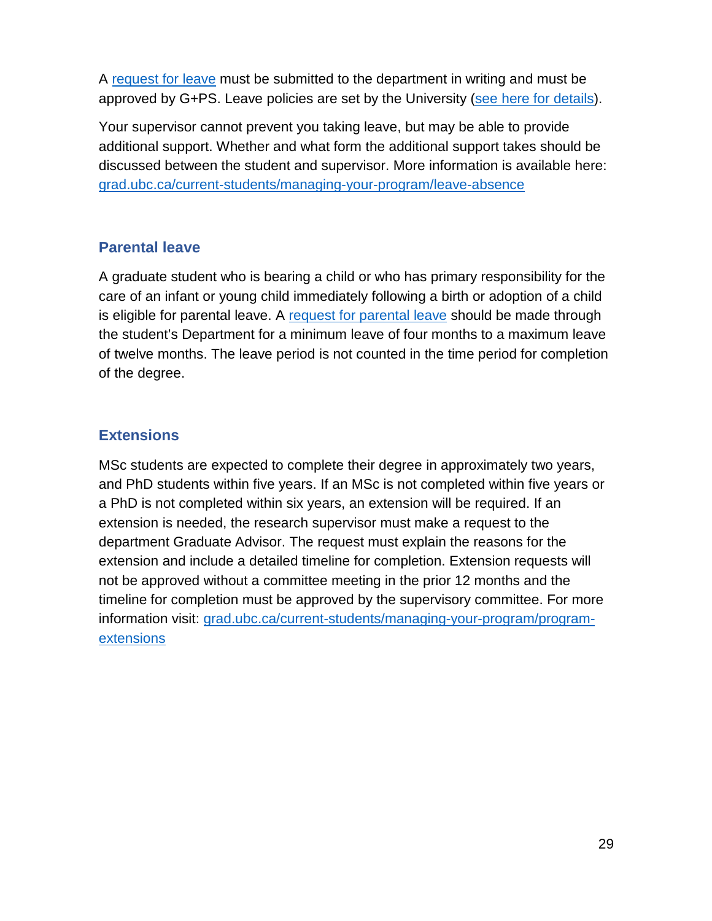A request for leave must be submitted to the department in writing and must be approved by G+PS. Leave policies are set by the University (see here for details).

Your supervisor cannot prevent you taking leave, but may be able to provide additional support. Whether and what form the additional support takes should be discussed between the student and supervisor. More information is available here: grad.ubc.ca/current-students/managing-your-program/leave-absence

## Parental leave

A graduate student who is bearing a child or who has primary responsibility for the care of an infant or young child immediately following a birth or adoption of a child is eligible for parental leave. A request for parental leave should be made through the student's Department for a minimum leave of four months to a maximum leave of twelve months. The leave period is not counted in the time period for completion of the degree.

## Extensions

MSc students are expected to complete their degree in approximately two years, and PhD students within five years. If an MSc is not completed within five years or a PhD is not completed within six years, an extension will be required. If an extension is needed, the research supervisor must make a request to the department Graduate Advisor. The request must explain the reasons for the extension and include a detailed timeline for completion. Extension requests will not be approved without a committee meeting in the prior 12 months and the timeline for completion must be approved by the supervisory committee. For more information visit: grad.ubc.ca/current-students/managing-your-program/program-extensions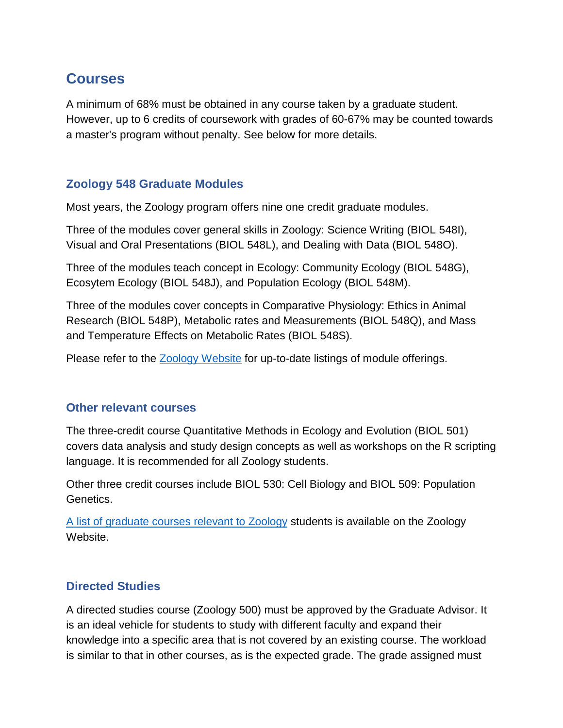## Courses

A minimum of 68% must be obtained in any course taken by a graduate student. However, up to 6 credits of coursework with grades of 60-67% may be counted towards a master's program without penalty. See below for more details.

### Zoology 548 Graduate Modules

Most years, the Zoology program offers nine one credit graduate modules.

Three of the modules cover general skills in Zoology: Science Writing (BIOL 548I), Visual and Oral Presentations (BIOL 548L), and Dealing with Data (BIOL 548O).

Three of the modules teach concept in Ecology: Community Ecology (BIOL 548G), Ecosytem Ecology (BIOL 548J), and Population Ecology (BIOL 548M).

Three of the modules cover concepts in Comparative Physiology: Ethics in Animal Research (BIOL 548P), Metabolic rates and Measurements (BIOL 548Q), and Mass and Temperature Effects on Metabolic Rates (BIOL 548S).

Please refer to the Zoology Website for up-to-date listings of module offerings.

### Other relevant courses

The three-credit course Quantitative Methods in Ecology and Evolution (BIOL 501) covers data analysis and study design concepts as well as workshops on the R scripting language. It is recommended for all Zoology students.

Other three credit courses include BIOL 530: Cell Biology and BIOL 509: Population Genetics.

A list of graduate courses relevant to Zoology students is available on the Zoology Website.

### Directed Studies

A directed studies course (Zoology 500) must be approved by the Graduate Advisor. It is an ideal vehicle for students to study with different faculty and expand their knowledge into a specific area that is not covered by an existing course. The workload is similar to that in other courses, as is the expected grade. The grade assigned must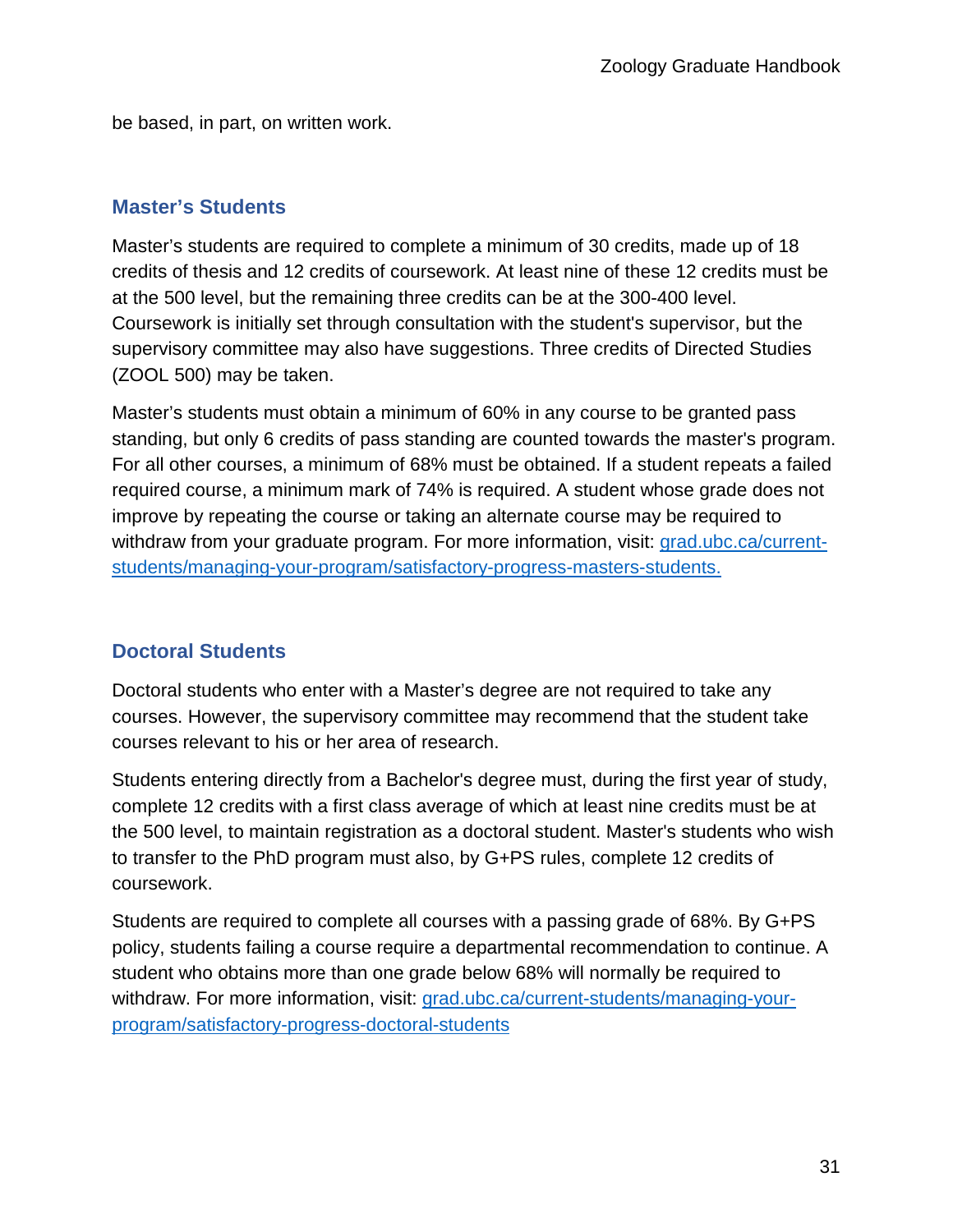be based, in part, on written work.

## Master's Students

Master's students are required to complete a minimum of 30 credits, made up of 18 credits of thesis and 12 credits of coursework. At least nine of these 12 credits must be at the 500 level, but the remaining three credits can be at the 300-400 level. Coursework is initially set through consultation with the student's supervisor, but the supervisory committee may also have suggestions. Three credits of Directed Studies (ZOOL 500) may be taken.

Master's students must obtain a minimum of 60% in any course to be granted pass standing, but only 6 credits of pass standing are counted towards the master's program. For all other courses, a minimum of 68% must be obtained. If a student repeats a failed required course, a minimum mark of 74% is required. A student whose grade does not improve by repeating the course or taking an alternate course may be required to withdraw from your graduate program. For more information, visit: [grad.ubc.ca/current-students/managing-your-program/satisfactory-progress-masters-students.](grad.ubc.ca/current-students/managing-your-program/satisfactory-progress-masters-students)

## Doctoral Students

Doctoral students who enter with a Master's degree are not required to take any courses. However, the supervisory committee may recommend that the student take courses relevant to his or her area of research.

Students entering directly from a Bachelor's degree must, during the first year of study, complete 12 credits with a first class average of which at least nine credits must be at the 500 level, to maintain registration as a doctoral student. Master's students who wish to transfer to the PhD program must also, by G+PS rules, complete 12 credits of coursework.

Students are required to complete all courses with a passing grade of 68%. By G+PS policy, students failing a course require a departmental recommendation to continue. A student who obtains more than one grade below 68% will normally be required to withdraw. For more information, visit: [grad.ubc.ca/current-students/managing-your-program/satisfactory-progress-doctoral-students](grad.ubc.ca/current-students/managing-your-program/satisfactory-progress-doctoral-students)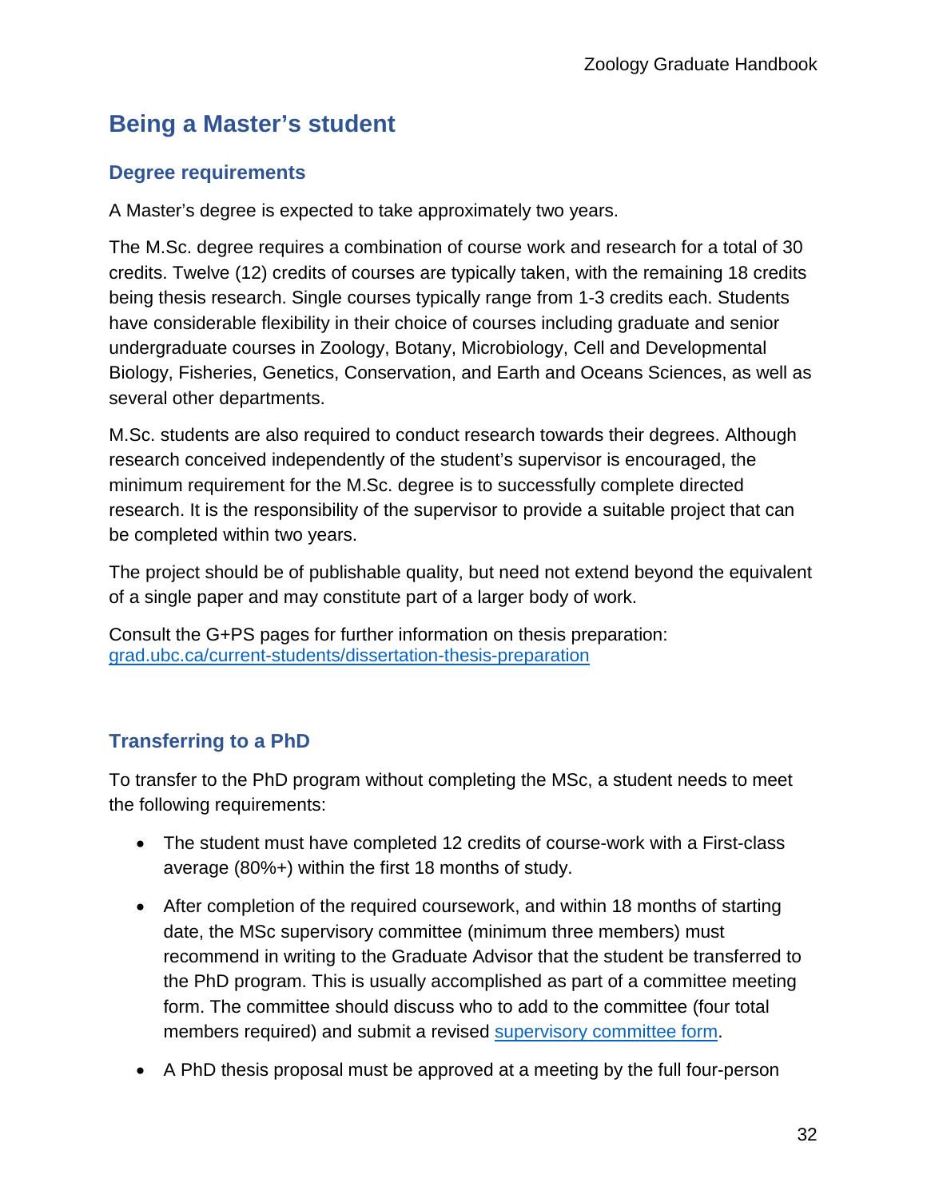# Being a Master's student

## Degree requirements

A Master's degree is expected to take approximately two years.

The M.Sc. degree requires a combination of course work and research for a total of 30 credits. Twelve (12) credits of courses are typically taken, with the remaining 18 credits being thesis research. Single courses typically range from 1-3 credits each. Students have considerable flexibility in their choice of courses including graduate and senior undergraduate courses in Zoology, Botany, Microbiology, Cell and Developmental Biology, Fisheries, Genetics, Conservation, and Earth and Oceans Sciences, as well as several other departments.

M.Sc. students are also required to conduct research towards their degrees. Although research conceived independently of the student's supervisor is encouraged, the minimum requirement for the M.Sc. degree is to successfully complete directed research. It is the responsibility of the supervisor to provide a suitable project that can be completed within two years.

The project should be of publishable quality, but need not extend beyond the equivalent of a single paper and may constitute part of a larger body of work.

Consult the G+PS pages for further information on thesis preparation: [grad.ubc.ca/current-students/dissertation-thesis-preparation](grad.ubc.ca/current-students/dissertation-thesis-preparation)

## Transferring to a PhD

To transfer to the PhD program without completing the MSc, a student needs to meet the following requirements:

- The student must have completed 12 credits of course-work with a First-class average (80%+) within the first 18 months of study.
- After completion of the required coursework, and within 18 months of starting date, the MSc supervisory committee (minimum three members) must recommend in writing to the Graduate Advisor that the student be transferred to the PhD program. This is usually accomplished as part of a committee meeting form. The committee should discuss who to add to the committee (four total members required) and submit a revised supervisory committee form.
- A PhD thesis proposal must be approved at a meeting by the full four-person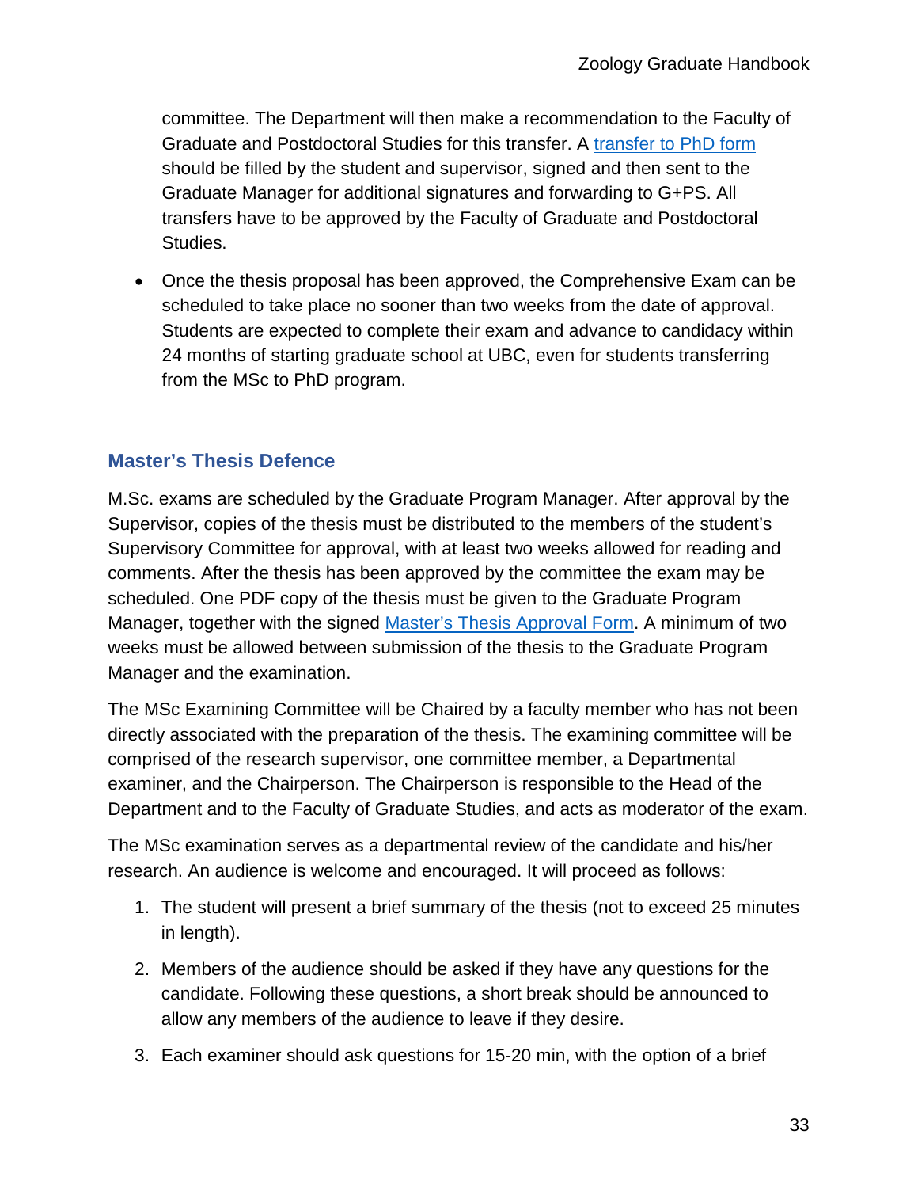committee. The Department will then make a recommendation to the Faculty of Graduate and Postdoctoral Studies for this transfer. A transfer to PhD form should be filled by the student and supervisor, signed and then sent to the Graduate Manager for additional signatures and forwarding to G+PS. All transfers have to be approved by the Faculty of Graduate and Postdoctoral Studies.

- Once the thesis proposal has been approved, the Comprehensive Exam can be scheduled to take place no sooner than two weeks from the date of approval. Students are expected to complete their exam and advance to candidacy within 24 months of starting graduate school at UBC, even for students transferring from the MSc to PhD program.

## Master's Thesis Defence

M.Sc. exams are scheduled by the Graduate Program Manager. After approval by the Supervisor, copies of the thesis must be distributed to the members of the student's Supervisory Committee for approval, with at least two weeks allowed for reading and comments. After the thesis has been approved by the committee the exam may be scheduled. One PDF copy of the thesis must be given to the Graduate Program Manager, together with the signed Master's Thesis Approval Form. A minimum of two weeks must be allowed between submission of the thesis to the Graduate Program Manager and the examination.

The MSc Examining Committee will be Chaired by a faculty member who has not been directly associated with the preparation of the thesis. The examining committee will be comprised of the research supervisor, one committee member, a Departmental examiner, and the Chairperson. The Chairperson is responsible to the Head of the Department and to the Faculty of Graduate Studies, and acts as moderator of the exam.

The MSc examination serves as a departmental review of the candidate and his/her research. An audience is welcome and encouraged. It will proceed as follows:

1. The student will present a brief summary of the thesis (not to exceed 25 minutes in length).
2. Members of the audience should be asked if they have any questions for the candidate. Following these questions, a short break should be announced to allow any members of the audience to leave if they desire.
3. Each examiner should ask questions for 15-20 min, with the option of a brief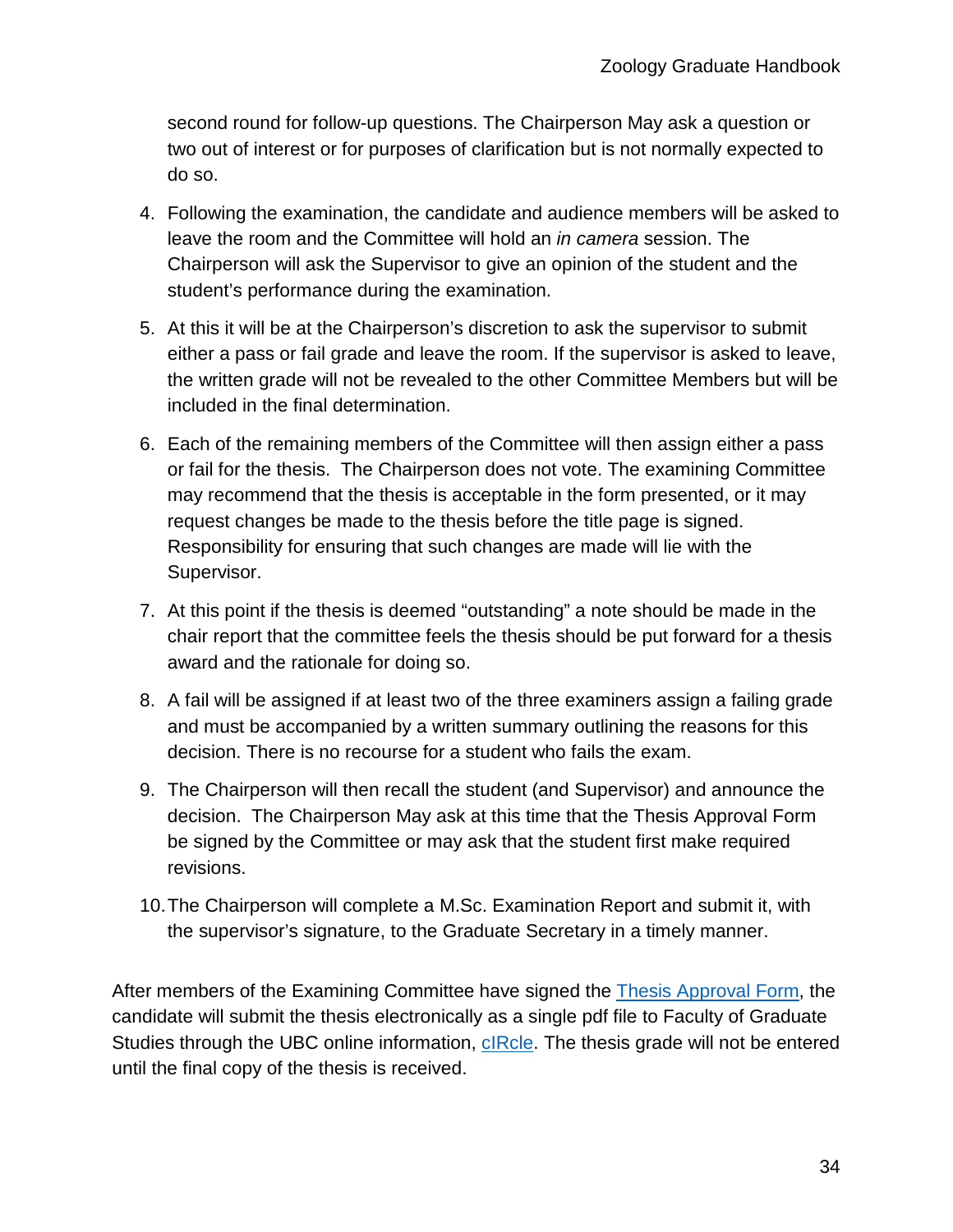second round for follow-up questions. The Chairperson May ask a question or two out of interest or for purposes of clarification but is not normally expected to do so.

4. Following the examination, the candidate and audience members will be asked to leave the room and the Committee will hold an *in camera* session. The Chairperson will ask the Supervisor to give an opinion of the student and the student's performance during the examination.

5. At this it will be at the Chairperson's discretion to ask the supervisor to submit either a pass or fail grade and leave the room. If the supervisor is asked to leave, the written grade will not be revealed to the other Committee Members but will be included in the final determination.

6. Each of the remaining members of the Committee will then assign either a pass or fail for the thesis. The Chairperson does not vote. The examining Committee may recommend that the thesis is acceptable in the form presented, or it may request changes be made to the thesis before the title page is signed. Responsibility for ensuring that such changes are made will lie with the Supervisor.

7. At this point if the thesis is deemed "outstanding" a note should be made in the chair report that the committee feels the thesis should be put forward for a thesis award and the rationale for doing so.

8. A fail will be assigned if at least two of the three examiners assign a failing grade and must be accompanied by a written summary outlining the reasons for this decision. There is no recourse for a student who fails the exam.

9. The Chairperson will then recall the student (and Supervisor) and announce the decision. The Chairperson May ask at this time that the Thesis Approval Form be signed by the Committee or may ask that the student first make required revisions.

10. The Chairperson will complete a M.Sc. Examination Report and submit it, with the supervisor's signature, to the Graduate Secretary in a timely manner.

After members of the Examining Committee have signed the Thesis Approval Form, the candidate will submit the thesis electronically as a single pdf file to Faculty of Graduate Studies through the UBC online information, cIRcle. The thesis grade will not be entered until the final copy of the thesis is received.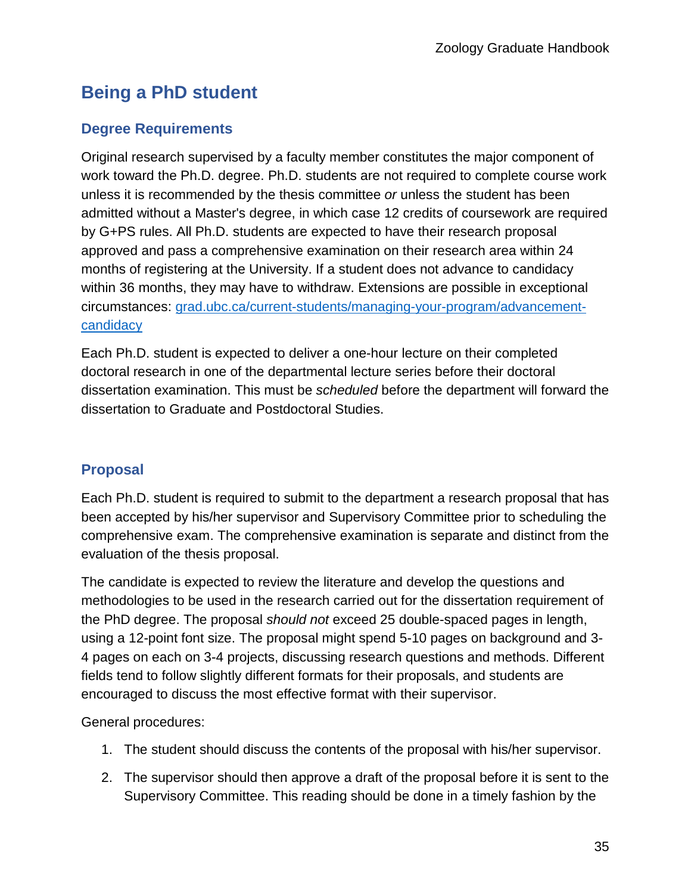## Being a PhD student

### Degree Requirements

Original research supervised by a faculty member constitutes the major component of work toward the Ph.D. degree. Ph.D. students are not required to complete course work unless it is recommended by the thesis committee *or* unless the student has been admitted without a Master's degree, in which case 12 credits of coursework are required by G+PS rules. All Ph.D. students are expected to have their research proposal approved and pass a comprehensive examination on their research area within 24 months of registering at the University. If a student does not advance to candidacy within 36 months, they may have to withdraw. Extensions are possible in exceptional circumstances: [grad.ubc.ca/current-students/managing-your-program/advancement-candidacy](grad.ubc.ca/current-students/managing-your-program/advancement-candidacy)

Each Ph.D. student is expected to deliver a one-hour lecture on their completed doctoral research in one of the departmental lecture series before their doctoral dissertation examination. This must be *scheduled* before the department will forward the dissertation to Graduate and Postdoctoral Studies.

### Proposal

Each Ph.D. student is required to submit to the department a research proposal that has been accepted by his/her supervisor and Supervisory Committee prior to scheduling the comprehensive exam. The comprehensive examination is separate and distinct from the evaluation of the thesis proposal.

The candidate is expected to review the literature and develop the questions and methodologies to be used in the research carried out for the dissertation requirement of the PhD degree. The proposal *should not* exceed 25 double-spaced pages in length, using a 12-point font size. The proposal might spend 5-10 pages on background and 3-4 pages on each on 3-4 projects, discussing research questions and methods. Different fields tend to follow slightly different formats for their proposals, and students are encouraged to discuss the most effective format with their supervisor.

General procedures:

1. The student should discuss the contents of the proposal with his/her supervisor.
2. The supervisor should then approve a draft of the proposal before it is sent to the Supervisory Committee. This reading should be done in a timely fashion by the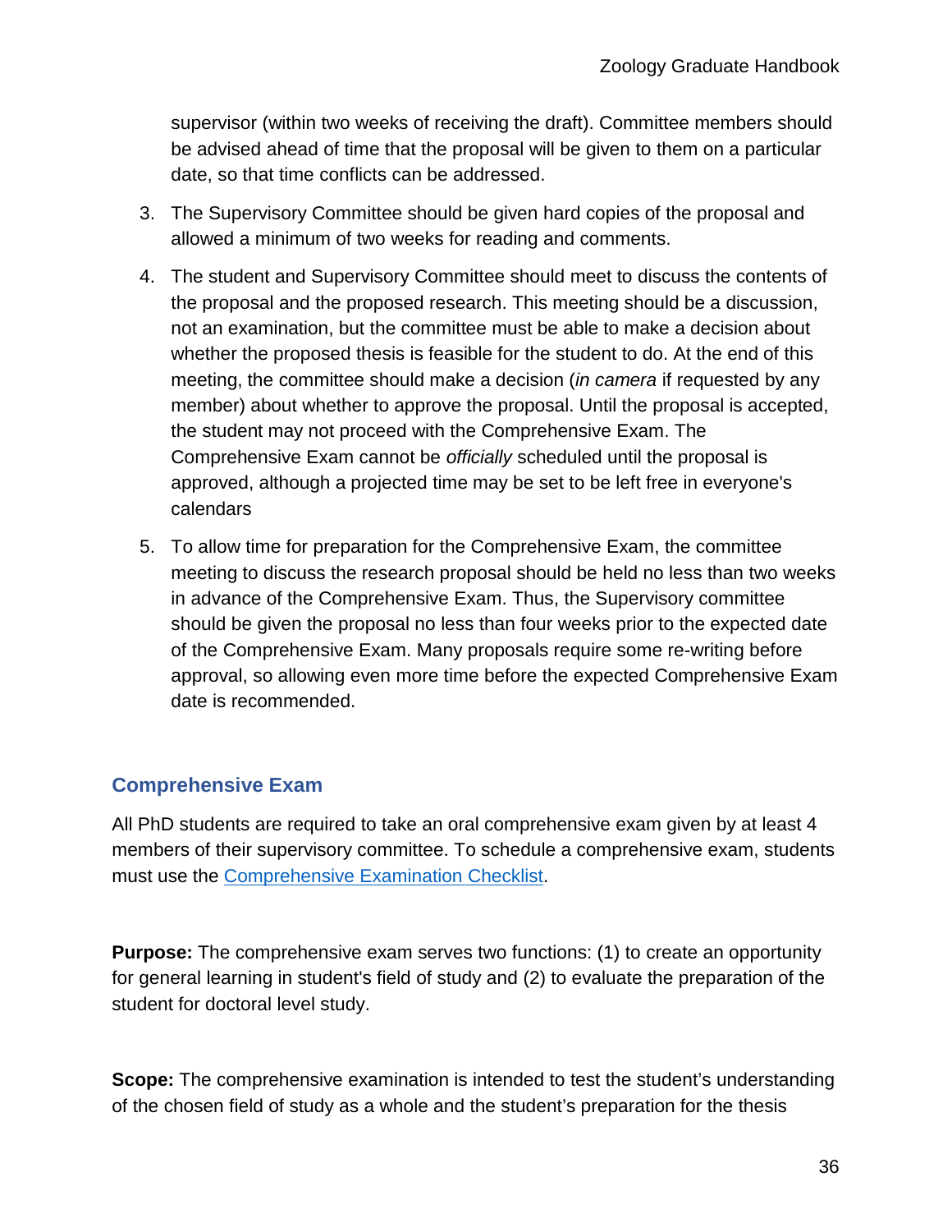supervisor (within two weeks of receiving the draft). Committee members should be advised ahead of time that the proposal will be given to them on a particular date, so that time conflicts can be addressed.

3. The Supervisory Committee should be given hard copies of the proposal and allowed a minimum of two weeks for reading and comments.

4. The student and Supervisory Committee should meet to discuss the contents of the proposal and the proposed research. This meeting should be a discussion, not an examination, but the committee must be able to make a decision about whether the proposed thesis is feasible for the student to do. At the end of this meeting, the committee should make a decision (*in camera* if requested by any member) about whether to approve the proposal. Until the proposal is accepted, the student may not proceed with the Comprehensive Exam. The Comprehensive Exam cannot be *officially* scheduled until the proposal is approved, although a projected time may be set to be left free in everyone's calendars

5. To allow time for preparation for the Comprehensive Exam, the committee meeting to discuss the research proposal should be held no less than two weeks in advance of the Comprehensive Exam. Thus, the Supervisory committee should be given the proposal no less than four weeks prior to the expected date of the Comprehensive Exam. Many proposals require some re-writing before approval, so allowing even more time before the expected Comprehensive Exam date is recommended.

## Comprehensive Exam

All PhD students are required to take an oral comprehensive exam given by at least 4 members of their supervisory committee. To schedule a comprehensive exam, students must use the [Comprehensive Examination Checklist](#).

**Purpose:** The comprehensive exam serves two functions: (1) to create an opportunity for general learning in student's field of study and (2) to evaluate the preparation of the student for doctoral level study.

**Scope:** The comprehensive examination is intended to test the student's understanding of the chosen field of study as a whole and the student's preparation for the thesis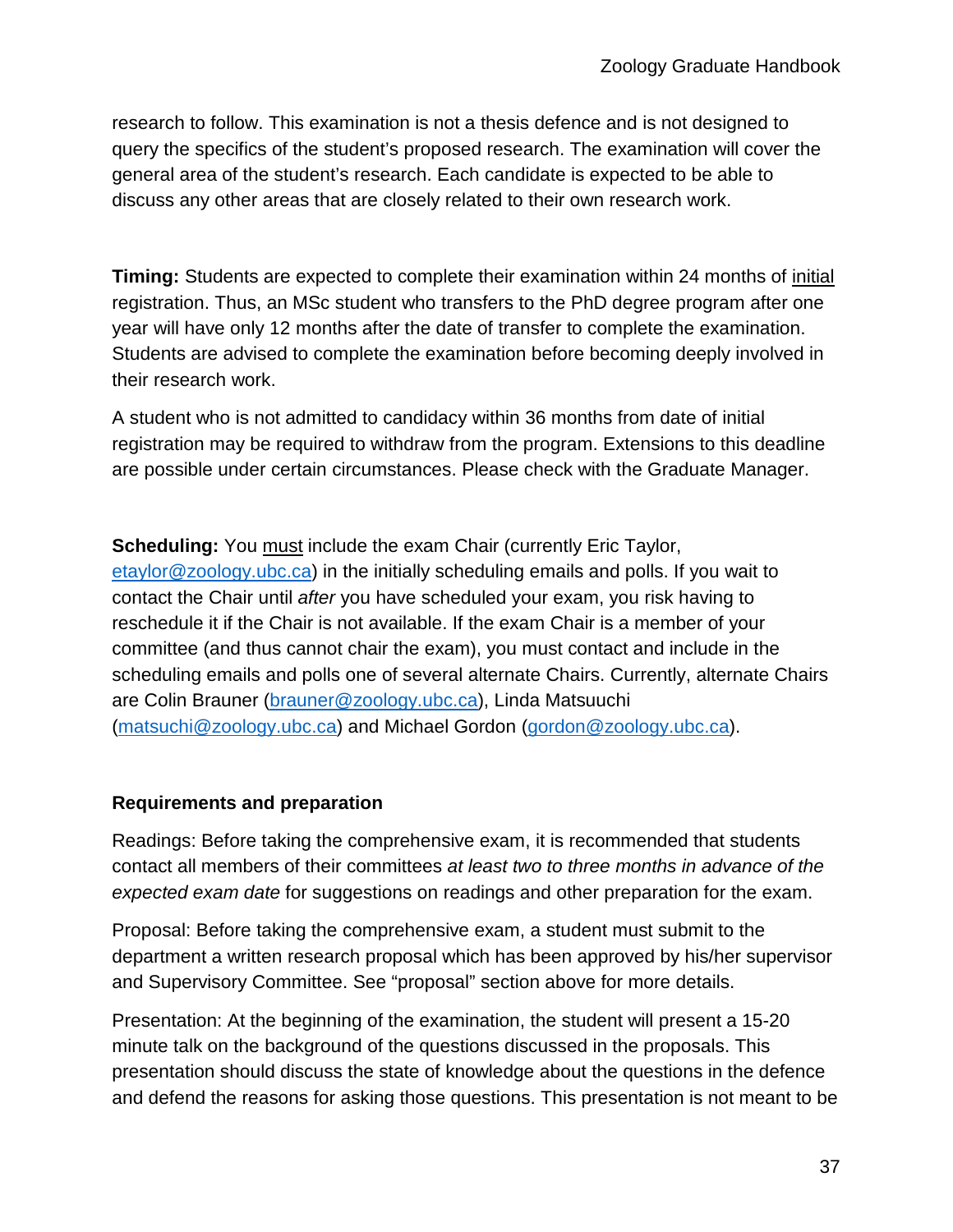research to follow. This examination is not a thesis defence and is not designed to query the specifics of the student's proposed research. The examination will cover the general area of the student's research. Each candidate is expected to be able to discuss any other areas that are closely related to their own research work.

**Timing:** Students are expected to complete their examination within 24 months of initial registration. Thus, an MSc student who transfers to the PhD degree program after one year will have only 12 months after the date of transfer to complete the examination. Students are advised to complete the examination before becoming deeply involved in their research work.

A student who is not admitted to candidacy within 36 months from date of initial registration may be required to withdraw from the program. Extensions to this deadline are possible under certain circumstances. Please check with the Graduate Manager.

**Scheduling:** You must include the exam Chair (currently Eric Taylor, etaylor@zoology.ubc.ca) in the initially scheduling emails and polls. If you wait to contact the Chair until *after* you have scheduled your exam, you risk having to reschedule it if the Chair is not available. If the exam Chair is a member of your committee (and thus cannot chair the exam), you must contact and include in the scheduling emails and polls one of several alternate Chairs. Currently, alternate Chairs are Colin Brauner (brauner@zoology.ubc.ca), Linda Matsuuchi (matsuchi@zoology.ubc.ca) and Michael Gordon (gordon@zoology.ubc.ca).

**Requirements and preparation**

Readings: Before taking the comprehensive exam, it is recommended that students contact all members of their committees *at least two to three months in advance of the expected exam date* for suggestions on readings and other preparation for the exam.

Proposal: Before taking the comprehensive exam, a student must submit to the department a written research proposal which has been approved by his/her supervisor and Supervisory Committee. See "proposal" section above for more details.

Presentation: At the beginning of the examination, the student will present a 15-20 minute talk on the background of the questions discussed in the proposals. This presentation should discuss the state of knowledge about the questions in the defence and defend the reasons for asking those questions. This presentation is not meant to be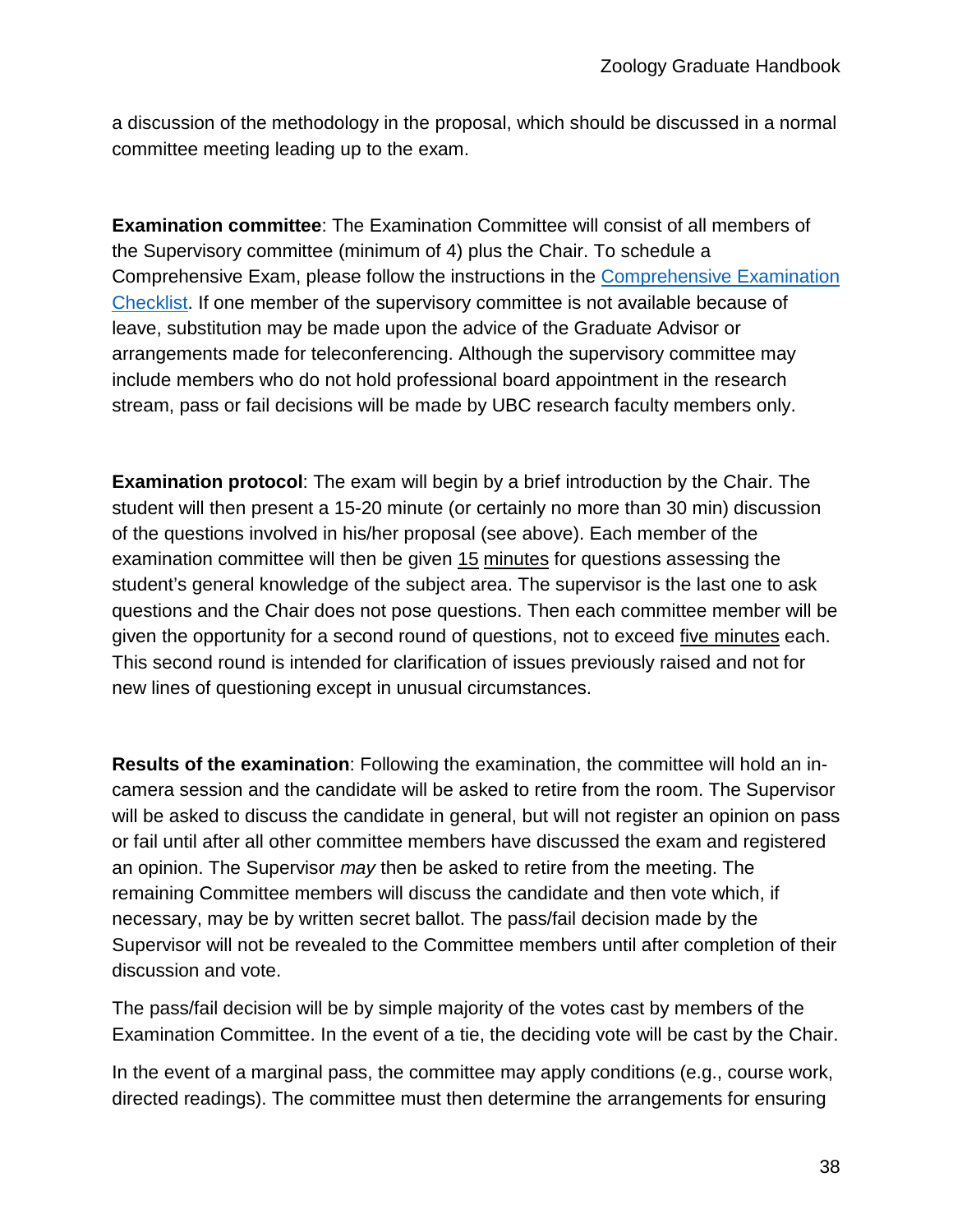a discussion of the methodology in the proposal, which should be discussed in a normal committee meeting leading up to the exam.

**Examination committee**: The Examination Committee will consist of all members of the Supervisory committee (minimum of 4) plus the Chair. To schedule a Comprehensive Exam, please follow the instructions in the [Comprehensive Examination Checklist](). If one member of the supervisory committee is not available because of leave, substitution may be made upon the advice of the Graduate Advisor or arrangements made for teleconferencing. Although the supervisory committee may include members who do not hold professional board appointment in the research stream, pass or fail decisions will be made by UBC research faculty members only.

**Examination protocol**: The exam will begin by a brief introduction by the Chair. The student will then present a 15-20 minute (or certainly no more than 30 min) discussion of the questions involved in his/her proposal (see above). Each member of the examination committee will then be given <u>15 minutes</u> for questions assessing the student's general knowledge of the subject area. The supervisor is the last one to ask questions and the Chair does not pose questions. Then each committee member will be given the opportunity for a second round of questions, not to exceed <u>five minutes</u> each. This second round is intended for clarification of issues previously raised and not for new lines of questioning except in unusual circumstances.

**Results of the examination**: Following the examination, the committee will hold an in-camera session and the candidate will be asked to retire from the room. The Supervisor will be asked to discuss the candidate in general, but will not register an opinion on pass or fail until after all other committee members have discussed the exam and registered an opinion. The Supervisor *may* then be asked to retire from the meeting. The remaining Committee members will discuss the candidate and then vote which, if necessary, may be by written secret ballot. The pass/fail decision made by the Supervisor will not be revealed to the Committee members until after completion of their discussion and vote.

The pass/fail decision will be by simple majority of the votes cast by members of the Examination Committee. In the event of a tie, the deciding vote will be cast by the Chair.

In the event of a marginal pass, the committee may apply conditions (e.g., course work, directed readings). The committee must then determine the arrangements for ensuring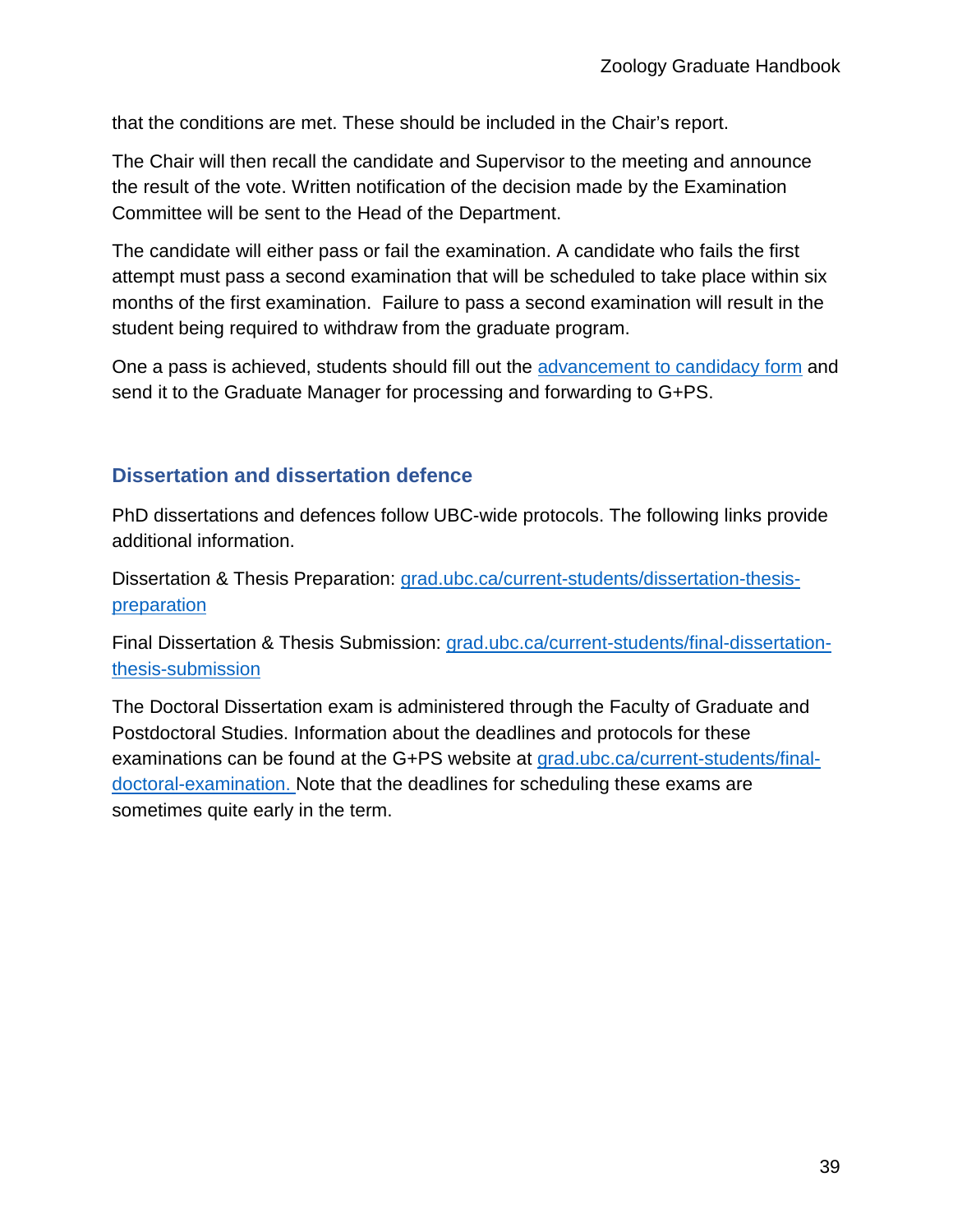that the conditions are met. These should be included in the Chair's report.

The Chair will then recall the candidate and Supervisor to the meeting and announce the result of the vote. Written notification of the decision made by the Examination Committee will be sent to the Head of the Department.

The candidate will either pass or fail the examination. A candidate who fails the first attempt must pass a second examination that will be scheduled to take place within six months of the first examination. Failure to pass a second examination will result in the student being required to withdraw from the graduate program.

One a pass is achieved, students should fill out the [advancement to candidacy form]() and send it to the Graduate Manager for processing and forwarding to G+PS.

## Dissertation and dissertation defence

PhD dissertations and defences follow UBC-wide protocols. The following links provide additional information.

Dissertation & Thesis Preparation: [grad.ubc.ca/current-students/dissertation-thesis-preparation](https://grad.ubc.ca/current-students/dissertation-thesis-preparation)

Final Dissertation & Thesis Submission: [grad.ubc.ca/current-students/final-dissertation-thesis-submission](https://grad.ubc.ca/current-students/final-dissertation-thesis-submission)

The Doctoral Dissertation exam is administered through the Faculty of Graduate and Postdoctoral Studies. Information about the deadlines and protocols for these examinations can be found at the G+PS website at [grad.ubc.ca/current-students/final-doctoral-examination.](https://grad.ubc.ca/current-students/final-doctoral-examination) Note that the deadlines for scheduling these exams are sometimes quite early in the term.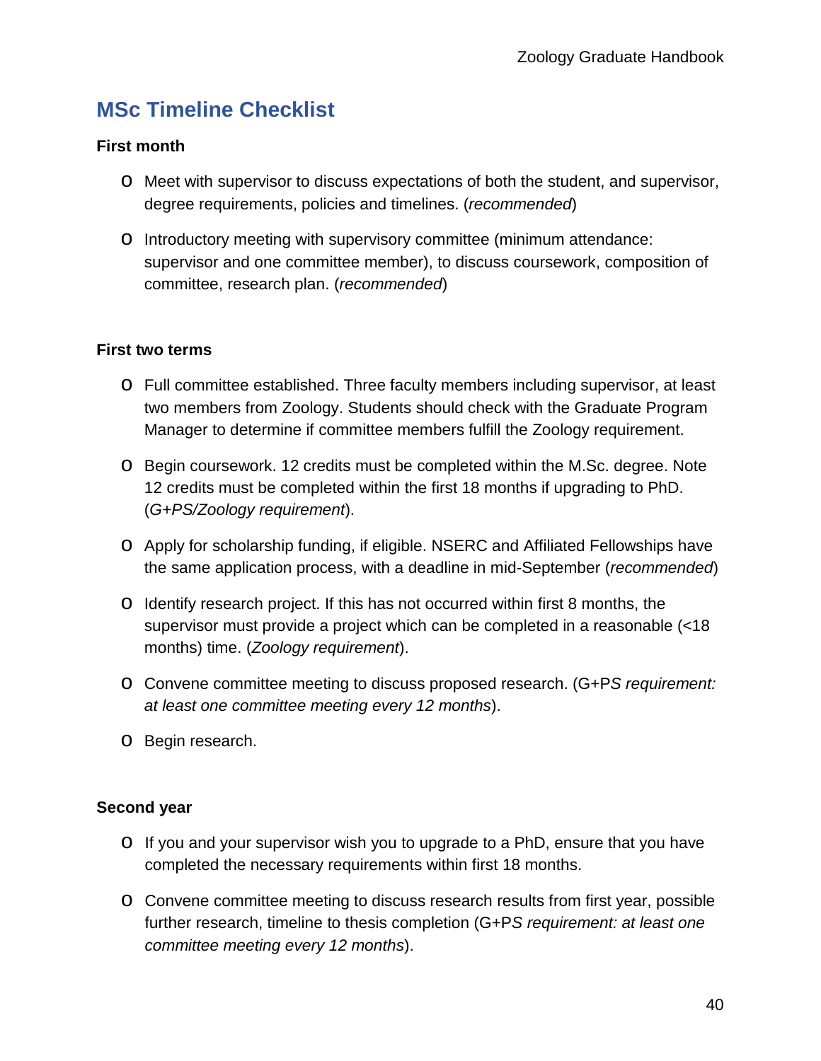## MSc Timeline Checklist

**First month**

- Meet with supervisor to discuss expectations of both the student, and supervisor, degree requirements, policies and timelines. (*recommended*)
- Introductory meeting with supervisory committee (minimum attendance: supervisor and one committee member), to discuss coursework, composition of committee, research plan. (*recommended*)

**First two terms**

- Full committee established. Three faculty members including supervisor, at least two members from Zoology. Students should check with the Graduate Program Manager to determine if committee members fulfill the Zoology requirement.
- Begin coursework. 12 credits must be completed within the M.Sc. degree. Note 12 credits must be completed within the first 18 months if upgrading to PhD. (*G+PS/Zoology requirement*).
- Apply for scholarship funding, if eligible. NSERC and Affiliated Fellowships have the same application process, with a deadline in mid-September (*recommended*)
- Identify research project. If this has not occurred within first 8 months, the supervisor must provide a project which can be completed in a reasonable (<18 months) time. (*Zoology requirement*).
- Convene committee meeting to discuss proposed research. (G+P*S requirement: at least one committee meeting every 12 months*).
- Begin research.

**Second year**

- If you and your supervisor wish you to upgrade to a PhD, ensure that you have completed the necessary requirements within first 18 months.
- Convene committee meeting to discuss research results from first year, possible further research, timeline to thesis completion (G+P*S requirement: at least one committee meeting every 12 months*).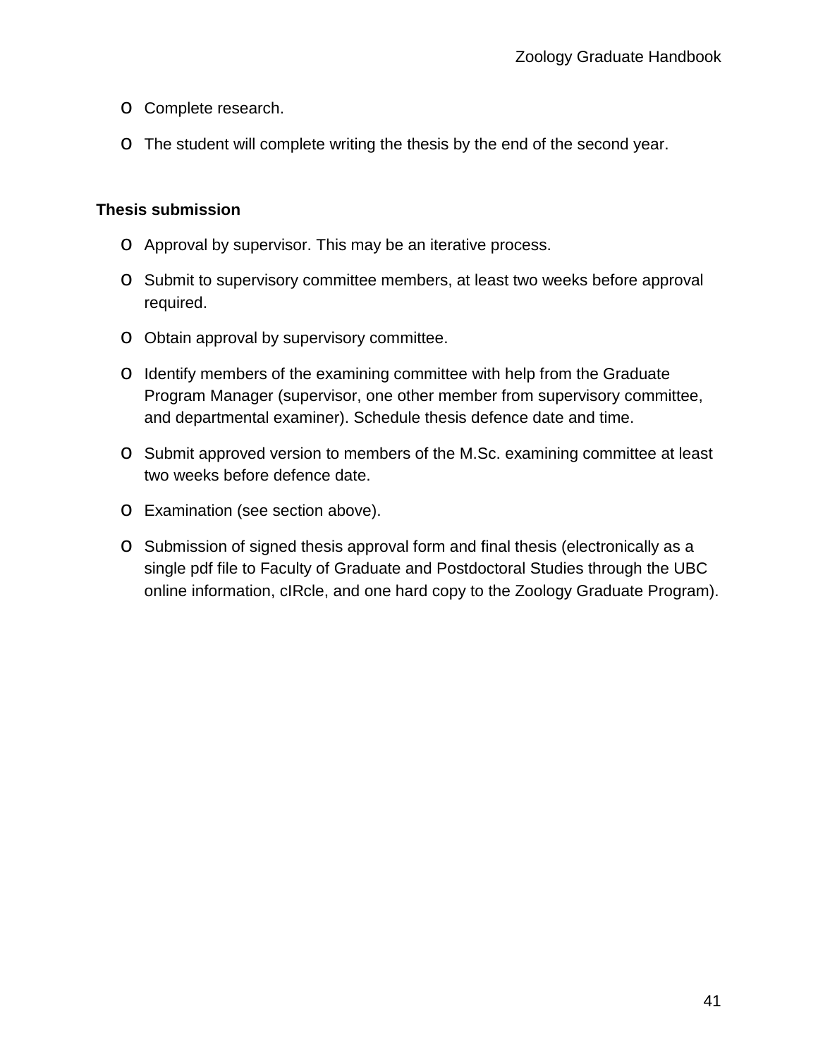- Complete research.
- The student will complete writing the thesis by the end of the second year.

**Thesis submission**

- Approval by supervisor. This may be an iterative process.
- Submit to supervisory committee members, at least two weeks before approval required.
- Obtain approval by supervisory committee.
- Identify members of the examining committee with help from the Graduate Program Manager (supervisor, one other member from supervisory committee, and departmental examiner). Schedule thesis defence date and time.
- Submit approved version to members of the M.Sc. examining committee at least two weeks before defence date.
- Examination (see section above).
- Submission of signed thesis approval form and final thesis (electronically as a single pdf file to Faculty of Graduate and Postdoctoral Studies through the UBC online information, cIRcle, and one hard copy to the Zoology Graduate Program).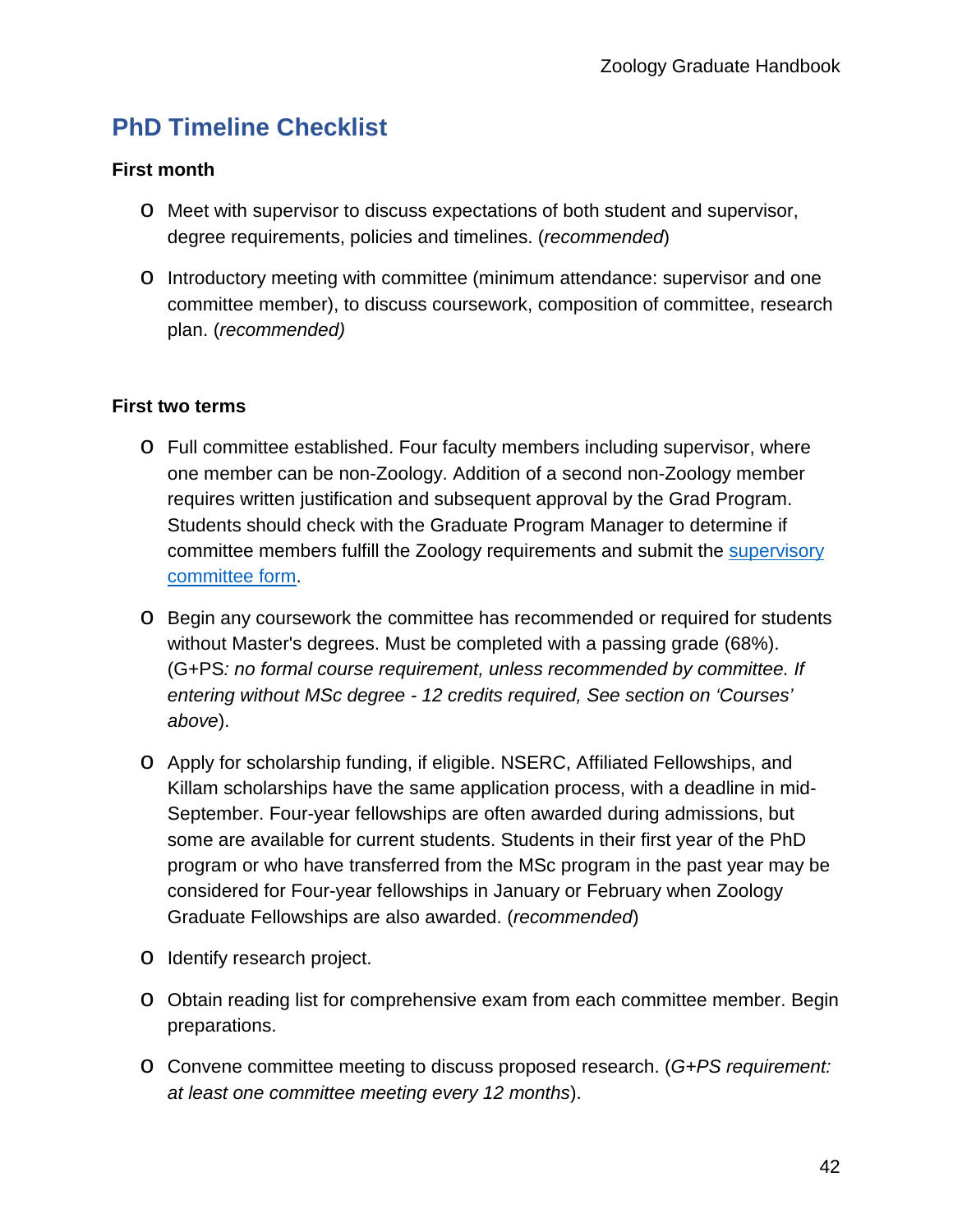## PhD Timeline Checklist

**First month**

- Meet with supervisor to discuss expectations of both student and supervisor, degree requirements, policies and timelines. (*recommended*)
- Introductory meeting with committee (minimum attendance: supervisor and one committee member), to discuss coursework, composition of committee, research plan. (*recommended)*

**First two terms**

- Full committee established. Four faculty members including supervisor, where one member can be non-Zoology. Addition of a second non-Zoology member requires written justification and subsequent approval by the Grad Program. Students should check with the Graduate Program Manager to determine if committee members fulfill the Zoology requirements and submit the [supervisory committee form](supervisory committee form).
- Begin any coursework the committee has recommended or required for students without Master's degrees. Must be completed with a passing grade (68%). (G+PS*: no formal course requirement, unless recommended by committee. If entering without MSc degree - 12 credits required, See section on 'Courses' above*).
- Apply for scholarship funding, if eligible. NSERC, Affiliated Fellowships, and Killam scholarships have the same application process, with a deadline in mid-September. Four-year fellowships are often awarded during admissions, but some are available for current students. Students in their first year of the PhD program or who have transferred from the MSc program in the past year may be considered for Four-year fellowships in January or February when Zoology Graduate Fellowships are also awarded. (*recommended*)
- Identify research project.
- Obtain reading list for comprehensive exam from each committee member. Begin preparations.
- Convene committee meeting to discuss proposed research. (*G+PS requirement: at least one committee meeting every 12 months*).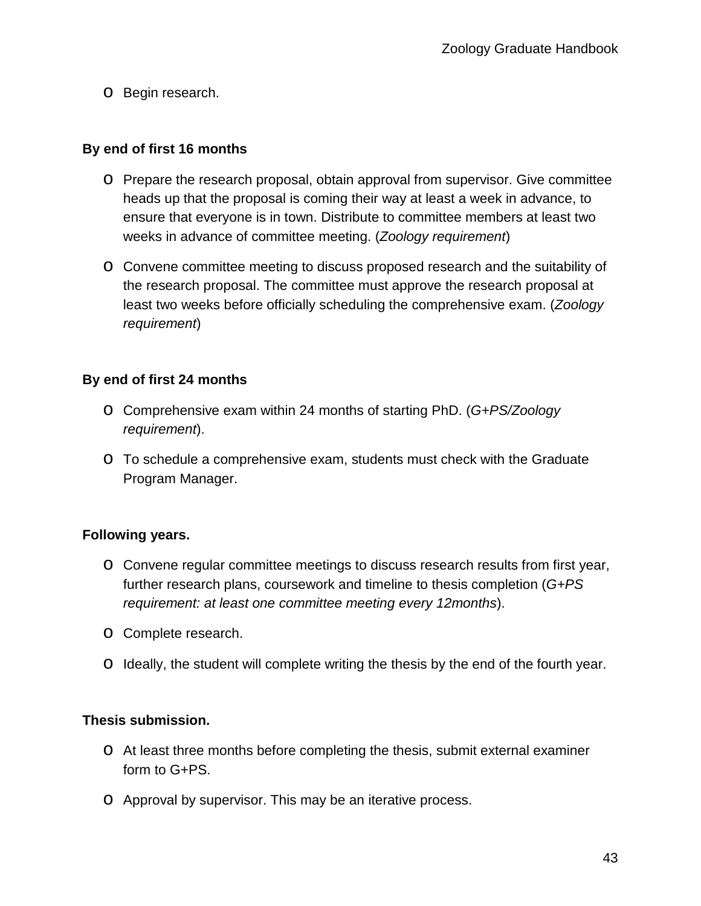- Begin research.

**By end of first 16 months**

- Prepare the research proposal, obtain approval from supervisor. Give committee heads up that the proposal is coming their way at least a week in advance, to ensure that everyone is in town. Distribute to committee members at least two weeks in advance of committee meeting. (*Zoology requirement*)
- Convene committee meeting to discuss proposed research and the suitability of the research proposal. The committee must approve the research proposal at least two weeks before officially scheduling the comprehensive exam. (*Zoology requirement*)

**By end of first 24 months**

- Comprehensive exam within 24 months of starting PhD. (*G+PS/Zoology requirement*).
- To schedule a comprehensive exam, students must check with the Graduate Program Manager.

**Following years.**

- Convene regular committee meetings to discuss research results from first year, further research plans, coursework and timeline to thesis completion (*G+PS requirement: at least one committee meeting every 12months*).
- Complete research.
- Ideally, the student will complete writing the thesis by the end of the fourth year.

**Thesis submission.**

- At least three months before completing the thesis, submit external examiner form to G+PS.
- Approval by supervisor. This may be an iterative process.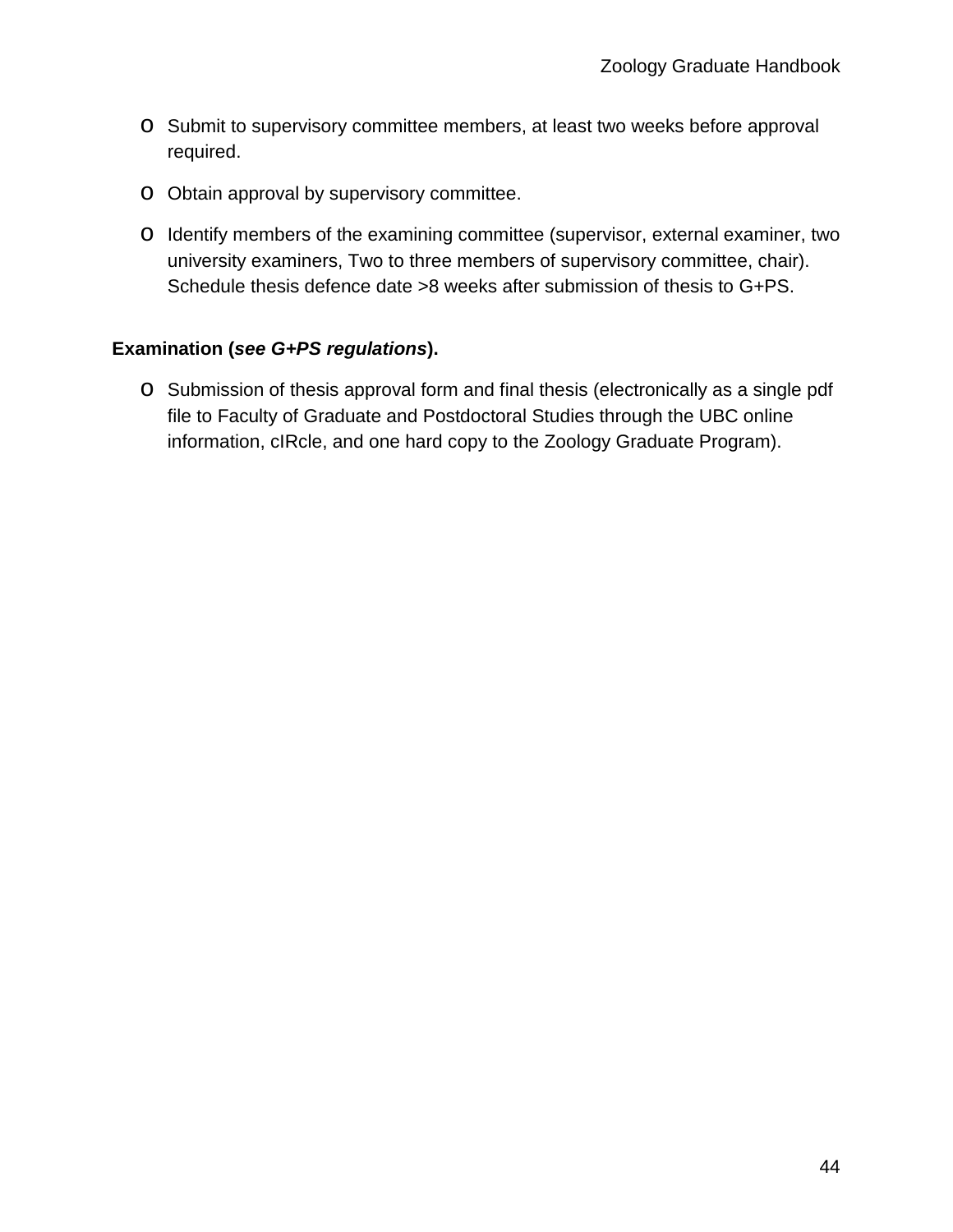- Submit to supervisory committee members, at least two weeks before approval required.
- Obtain approval by supervisory committee.
- Identify members of the examining committee (supervisor, external examiner, two university examiners, Two to three members of supervisory committee, chair). Schedule thesis defence date >8 weeks after submission of thesis to G+PS.

**Examination (*see G+PS regulations*).**

- Submission of thesis approval form and final thesis (electronically as a single pdf file to Faculty of Graduate and Postdoctoral Studies through the UBC online information, cIRcle, and one hard copy to the Zoology Graduate Program).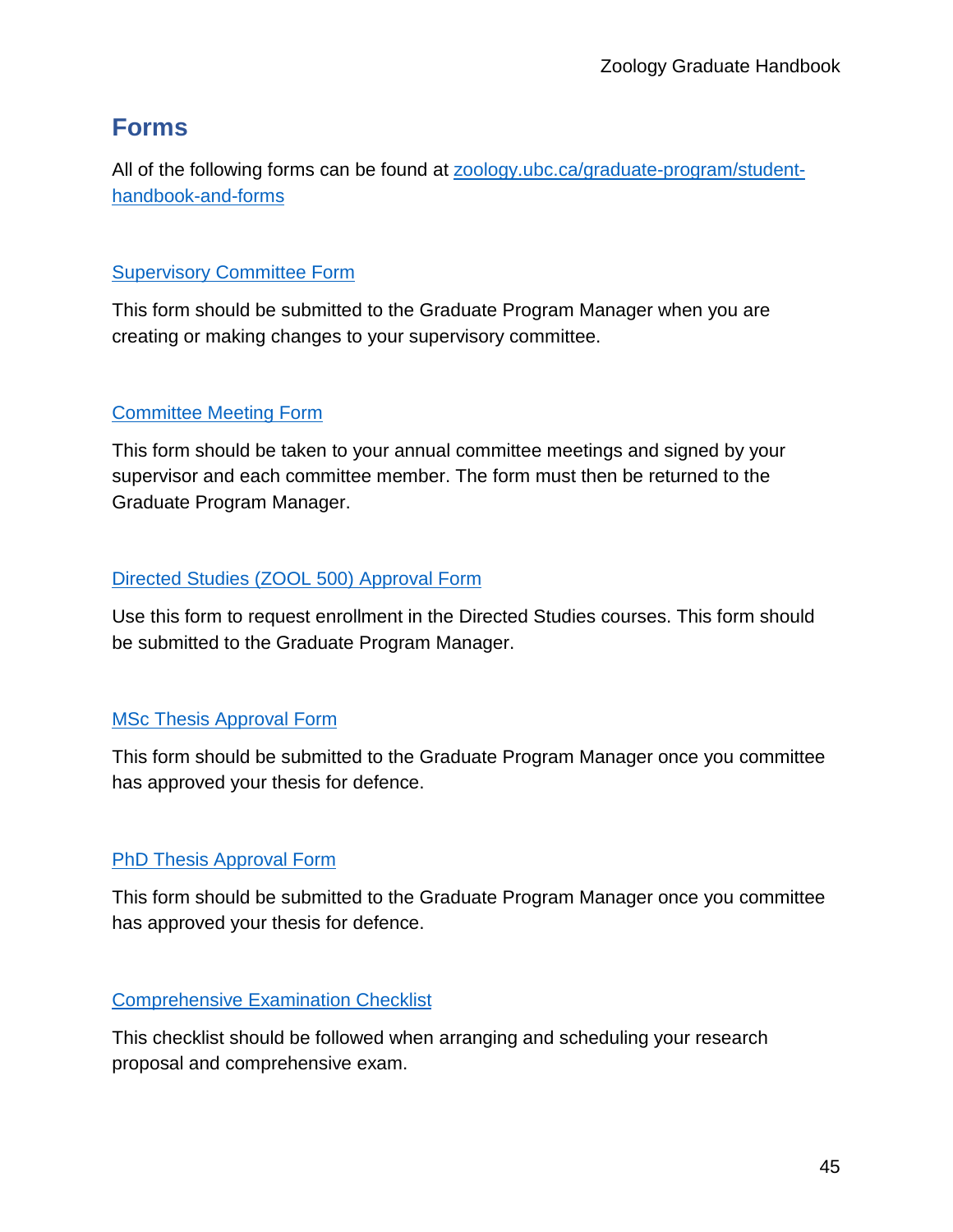# Forms

All of the following forms can be found at [zoology.ubc.ca/graduate-program/student-handbook-and-forms](zoology.ubc.ca/graduate-program/student-handbook-and-forms)

### Supervisory Committee Form

This form should be submitted to the Graduate Program Manager when you are creating or making changes to your supervisory committee.

### Committee Meeting Form

This form should be taken to your annual committee meetings and signed by your supervisor and each committee member. The form must then be returned to the Graduate Program Manager.

### Directed Studies (ZOOL 500) Approval Form

Use this form to request enrollment in the Directed Studies courses. This form should be submitted to the Graduate Program Manager.

### MSc Thesis Approval Form

This form should be submitted to the Graduate Program Manager once you committee has approved your thesis for defence.

### PhD Thesis Approval Form

This form should be submitted to the Graduate Program Manager once you committee has approved your thesis for defence.

### Comprehensive Examination Checklist

This checklist should be followed when arranging and scheduling your research proposal and comprehensive exam.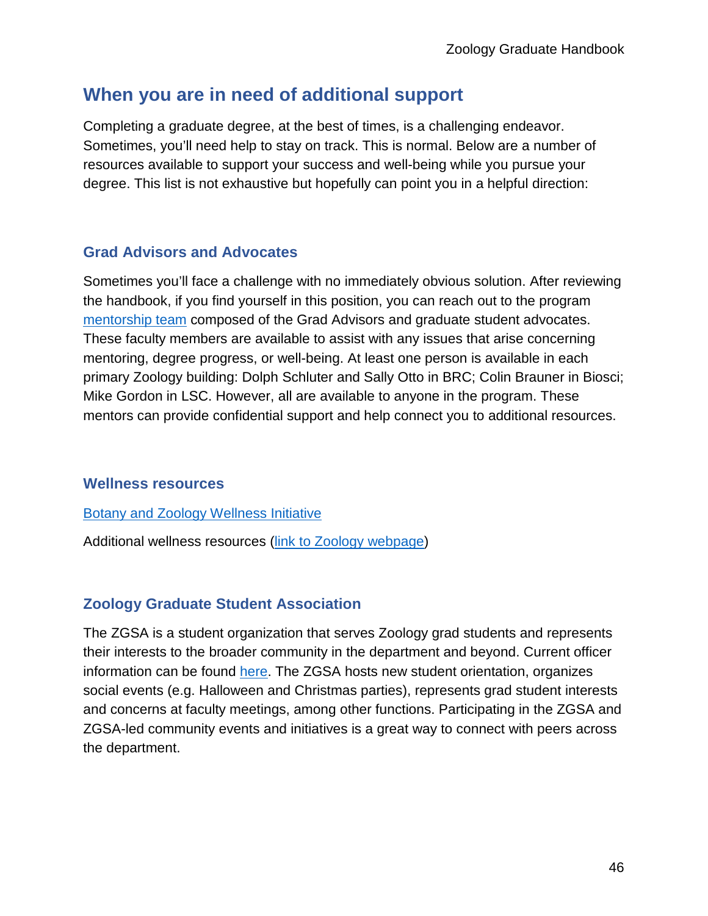## When you are in need of additional support

Completing a graduate degree, at the best of times, is a challenging endeavor. Sometimes, you'll need help to stay on track. This is normal. Below are a number of resources available to support your success and well-being while you pursue your degree. This list is not exhaustive but hopefully can point you in a helpful direction:

### Grad Advisors and Advocates

Sometimes you'll face a challenge with no immediately obvious solution. After reviewing the handbook, if you find yourself in this position, you can reach out to the program mentorship team composed of the Grad Advisors and graduate student advocates. These faculty members are available to assist with any issues that arise concerning mentoring, degree progress, or well-being. At least one person is available in each primary Zoology building: Dolph Schluter and Sally Otto in BRC; Colin Brauner in Biosci; Mike Gordon in LSC. However, all are available to anyone in the program. These mentors can provide confidential support and help connect you to additional resources.

### Wellness resources

Botany and Zoology Wellness Initiative

Additional wellness resources (link to Zoology webpage)

### Zoology Graduate Student Association

The ZGSA is a student organization that serves Zoology grad students and represents their interests to the broader community in the department and beyond. Current officer information can be found here. The ZGSA hosts new student orientation, organizes social events (e.g. Halloween and Christmas parties), represents grad student interests and concerns at faculty meetings, among other functions. Participating in the ZGSA and ZGSA-led community events and initiatives is a great way to connect with peers across the department.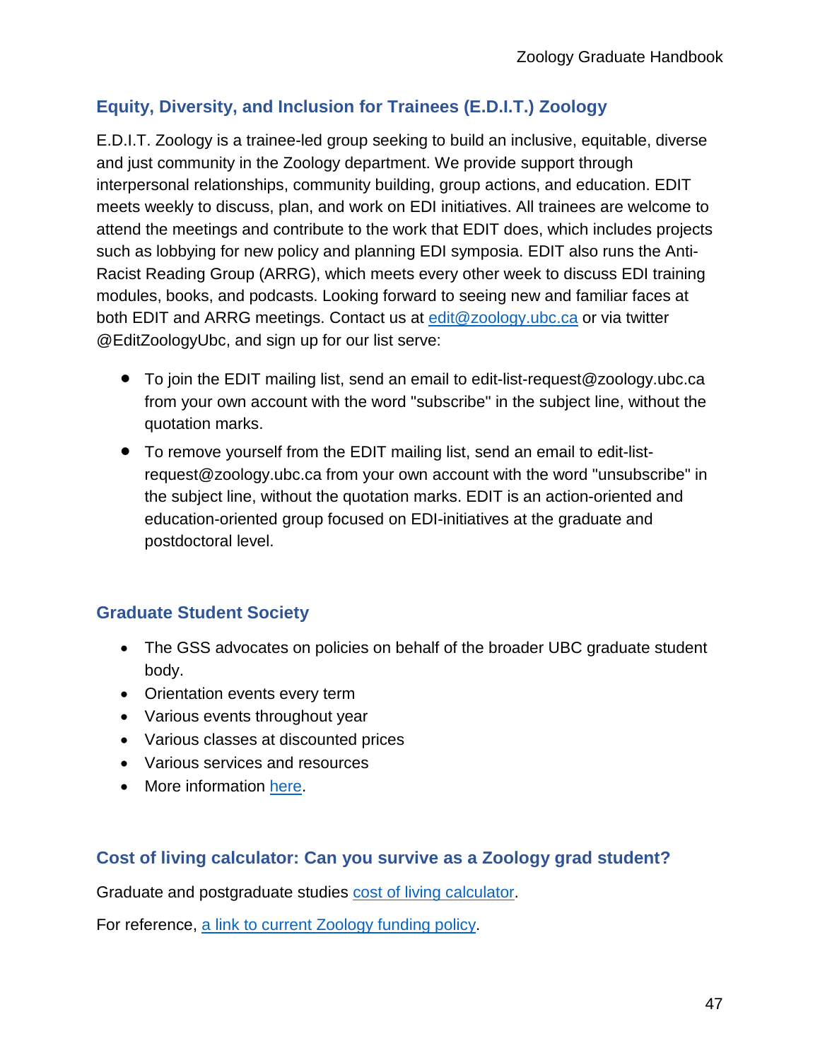## Equity, Diversity, and Inclusion for Trainees (E.D.I.T.) Zoology

E.D.I.T. Zoology is a trainee-led group seeking to build an inclusive, equitable, diverse and just community in the Zoology department. We provide support through interpersonal relationships, community building, group actions, and education. EDIT meets weekly to discuss, plan, and work on EDI initiatives. All trainees are welcome to attend the meetings and contribute to the work that EDIT does, which includes projects such as lobbying for new policy and planning EDI symposia. EDIT also runs the Anti-Racist Reading Group (ARRG), which meets every other week to discuss EDI training modules, books, and podcasts. Looking forward to seeing new and familiar faces at both EDIT and ARRG meetings. Contact us at edit@zoology.ubc.ca or via twitter @EditZoologyUbc, and sign up for our list serve:

- To join the EDIT mailing list, send an email to edit-list-request@zoology.ubc.ca from your own account with the word "subscribe" in the subject line, without the quotation marks.
- To remove yourself from the EDIT mailing list, send an email to edit-list-request@zoology.ubc.ca from your own account with the word "unsubscribe" in the subject line, without the quotation marks. EDIT is an action-oriented and education-oriented group focused on EDI-initiatives at the graduate and postdoctoral level.

## Graduate Student Society

- The GSS advocates on policies on behalf of the broader UBC graduate student body.
- Orientation events every term
- Various events throughout year
- Various classes at discounted prices
- Various services and resources
- More information here.

## Cost of living calculator: Can you survive as a Zoology grad student?

Graduate and postgraduate studies cost of living calculator.

For reference, a link to current Zoology funding policy.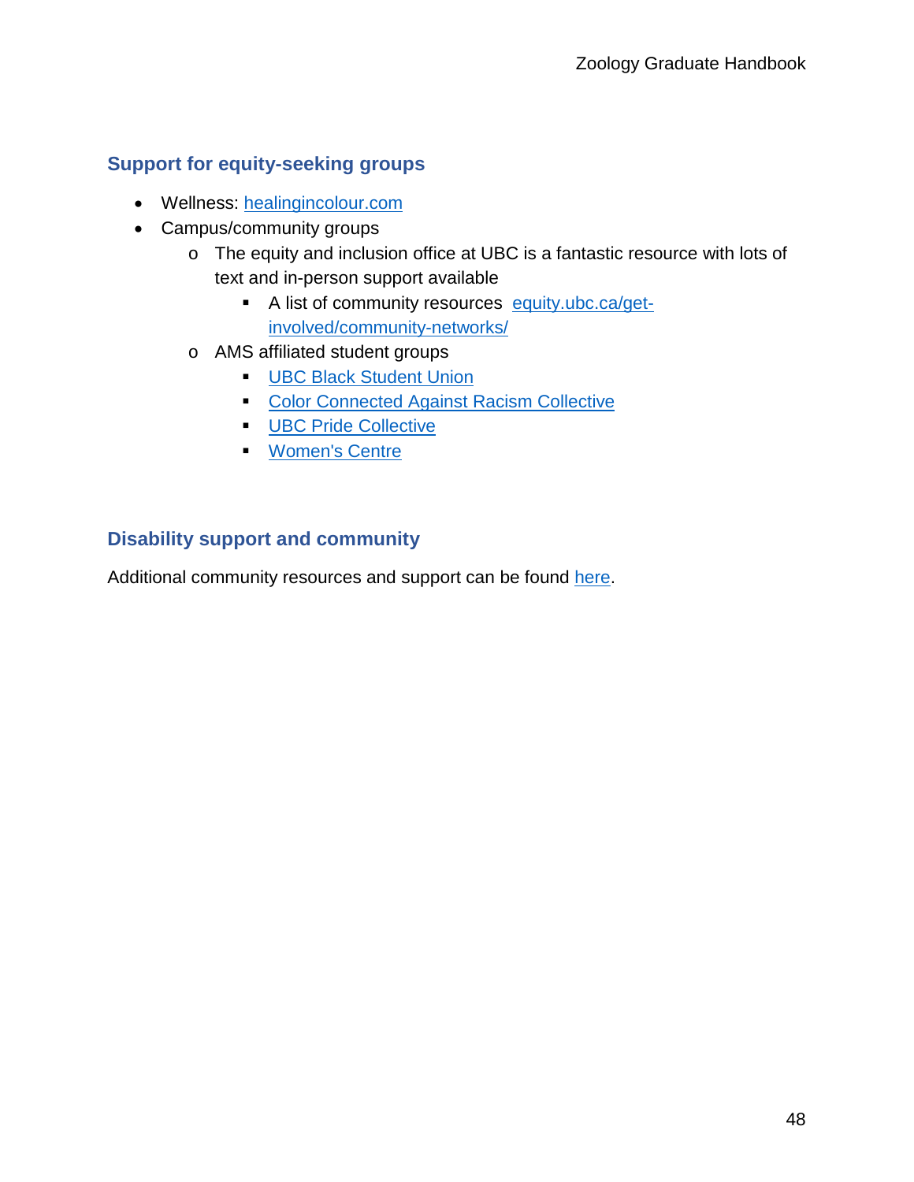## Support for equity-seeking groups

- Wellness: healingincolour.com
- Campus/community groups
  - The equity and inclusion office at UBC is a fantastic resource with lots of text and in-person support available
    - A list of community resources equity.ubc.ca/get-involved/community-networks/
  - AMS affiliated student groups
    - UBC Black Student Union
    - Color Connected Against Racism Collective
    - UBC Pride Collective
    - Women's Centre

## Disability support and community

Additional community resources and support can be found here.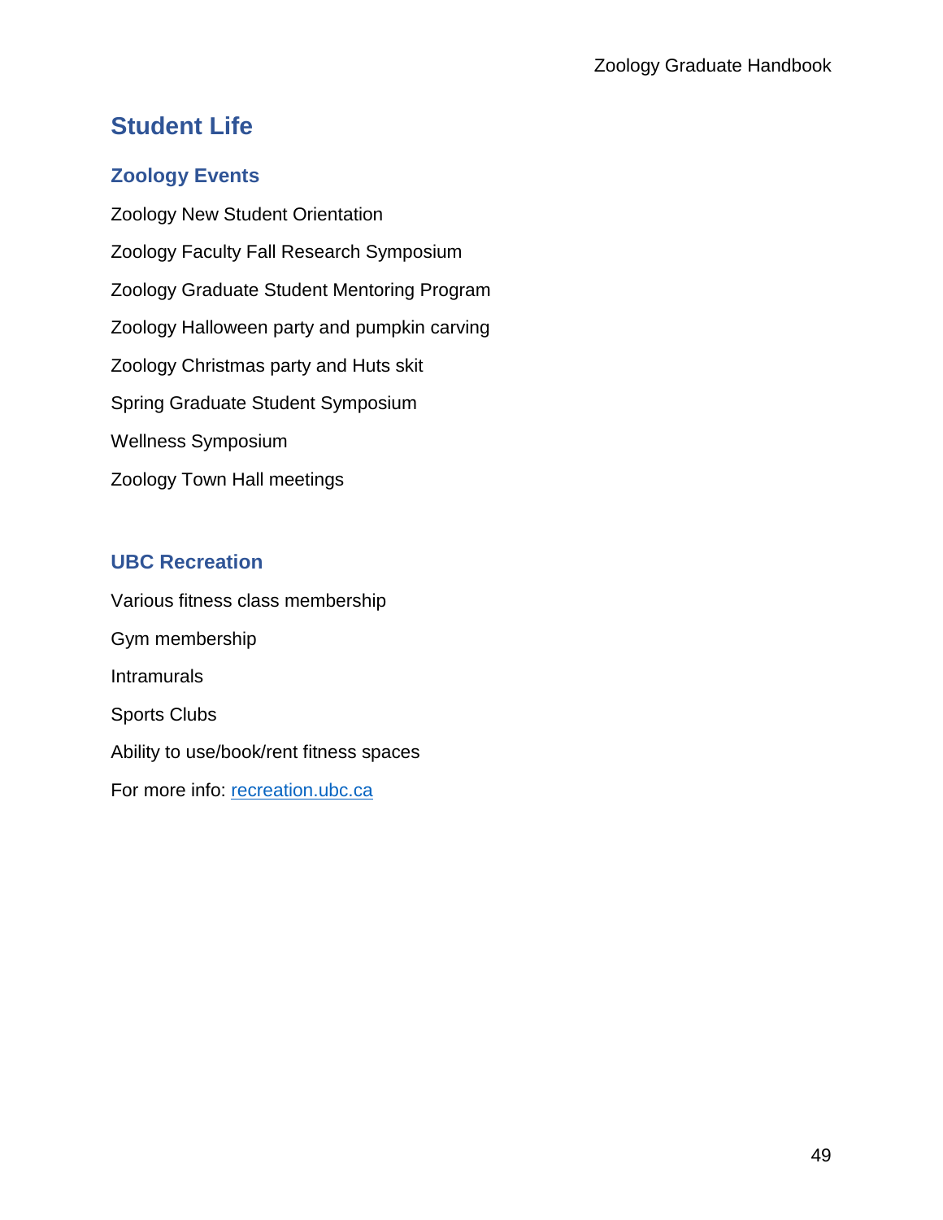# Student Life

## Zoology Events

Zoology New Student Orientation

Zoology Faculty Fall Research Symposium

Zoology Graduate Student Mentoring Program

Zoology Halloween party and pumpkin carving

Zoology Christmas party and Huts skit

Spring Graduate Student Symposium

Wellness Symposium

Zoology Town Hall meetings

## UBC Recreation

Various fitness class membership

Gym membership

Intramurals

Sports Clubs

Ability to use/book/rent fitness spaces

For more info: [recreation.ubc.ca](recreation.ubc.ca)